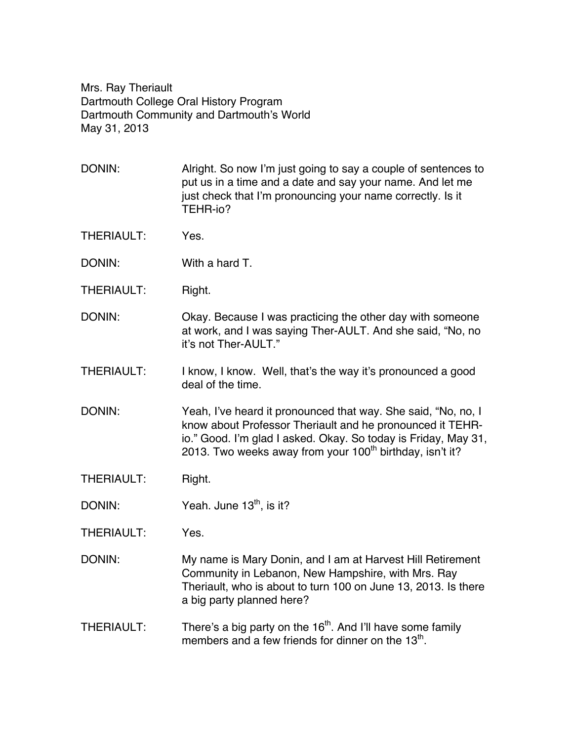Mrs. Ray Theriault
Dartmouth College Oral History Program
Dartmouth Community and Dartmouth's World
May 31, 2013

DONIN: Alright. So now I'm just going to say a couple of sentences to put us in a time and a date and say your name. And let me just check that I'm pronouncing your name correctly. Is it TEHR-io?

THERIAULT: Yes.

DONIN: With a hard T.

THERIAULT: Right.

DONIN: Okay. Because I was practicing the other day with someone at work, and I was saying Ther-AULT. And she said, "No, no it's not Ther-AULT."

THERIAULT: I know, I know. Well, that's the way it's pronounced a good deal of the time.

DONIN: Yeah, I've heard it pronounced that way. She said, "No, no, I know about Professor Theriault and he pronounced it TEHR-io." Good. I'm glad I asked. Okay. So today is Friday, May 31, 2013. Two weeks away from your 100th birthday, isn't it?

THERIAULT: Right.

DONIN: Yeah. June 13th, is it?

THERIAULT: Yes.

DONIN: My name is Mary Donin, and I am at Harvest Hill Retirement Community in Lebanon, New Hampshire, with Mrs. Ray Theriault, who is about to turn 100 on June 13, 2013. Is there a big party planned here?

THERIAULT: There's a big party on the 16th. And I'll have some family members and a few friends for dinner on the 13th.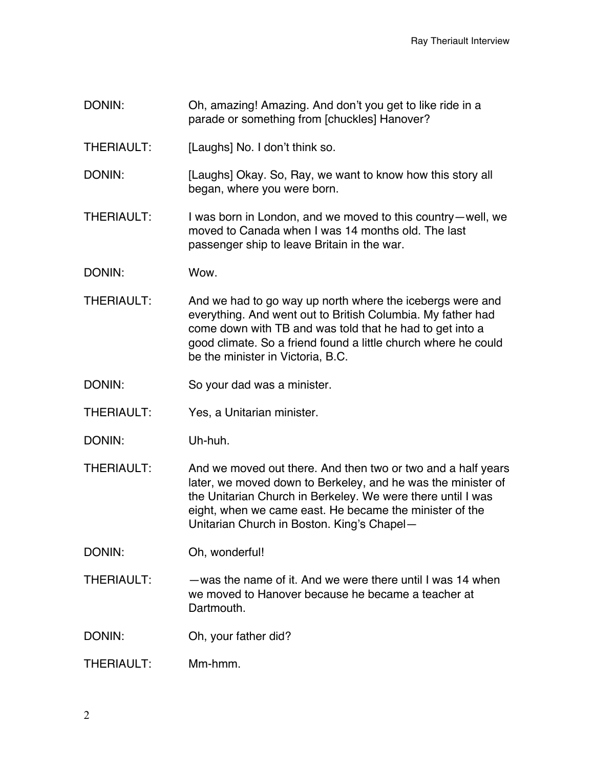DONIN: Oh, amazing! Amazing. And don't you get to like ride in a parade or something from [chuckles] Hanover?

THERIAULT: [Laughs] No. I don't think so.

DONIN: [Laughs] Okay. So, Ray, we want to know how this story all began, where you were born.

THERIAULT: I was born in London, and we moved to this country—well, we moved to Canada when I was 14 months old. The last passenger ship to leave Britain in the war.

DONIN: Wow.

THERIAULT: And we had to go way up north where the icebergs were and everything. And went out to British Columbia. My father had come down with TB and was told that he had to get into a good climate. So a friend found a little church where he could be the minister in Victoria, B.C.

DONIN: So your dad was a minister.

THERIAULT: Yes, a Unitarian minister.

DONIN: Uh-huh.

THERIAULT: And we moved out there. And then two or two and a half years later, we moved down to Berkeley, and he was the minister of the Unitarian Church in Berkeley. We were there until I was eight, when we came east. He became the minister of the Unitarian Church in Boston. King's Chapel—

DONIN: Oh, wonderful!

THERIAULT: —was the name of it. And we were there until I was 14 when we moved to Hanover because he became a teacher at Dartmouth.

DONIN: Oh, your father did?

THERIAULT: Mm-hmm.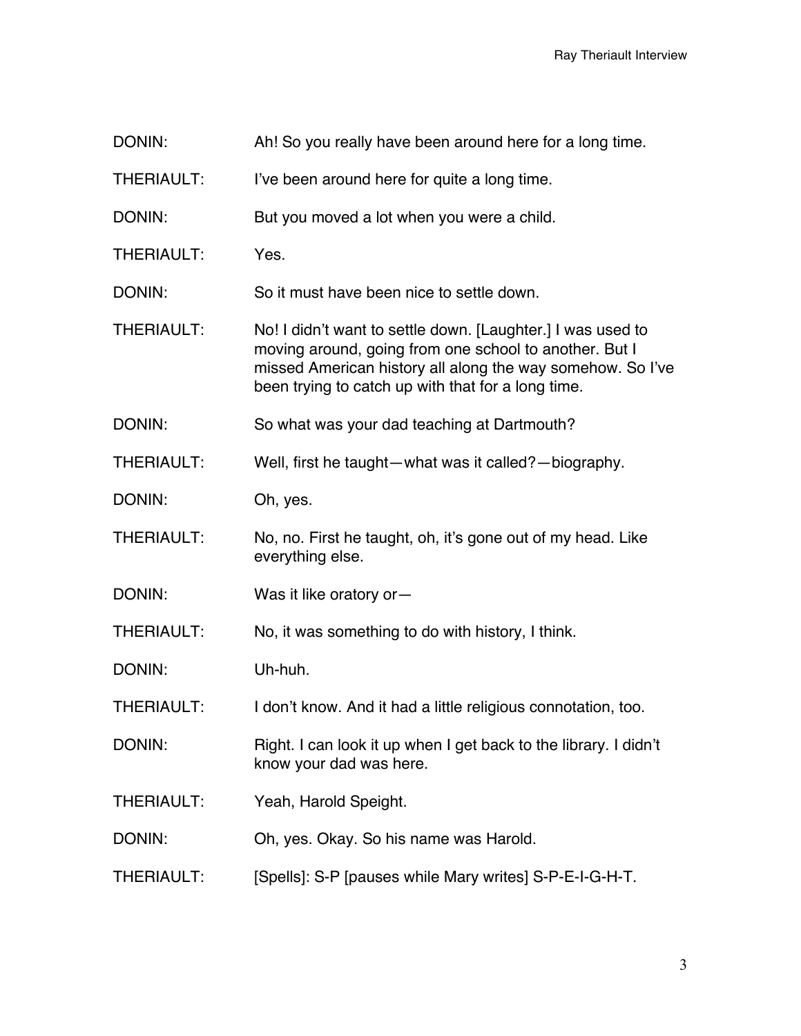DONIN: Ah! So you really have been around here for a long time.

THERIAULT: I've been around here for quite a long time.

DONIN: But you moved a lot when you were a child.

THERIAULT: Yes.

DONIN: So it must have been nice to settle down.

THERIAULT: No! I didn't want to settle down. [Laughter.] I was used to moving around, going from one school to another. But I missed American history all along the way somehow. So I've been trying to catch up with that for a long time.

DONIN: So what was your dad teaching at Dartmouth?

THERIAULT: Well, first he taught—what was it called?—biography.

DONIN: Oh, yes.

THERIAULT: No, no. First he taught, oh, it's gone out of my head. Like everything else.

DONIN: Was it like oratory or—

THERIAULT: No, it was something to do with history, I think.

DONIN: Uh-huh.

THERIAULT: I don't know. And it had a little religious connotation, too.

DONIN: Right. I can look it up when I get back to the library. I didn't know your dad was here.

THERIAULT: Yeah, Harold Speight.

DONIN: Oh, yes. Okay. So his name was Harold.

THERIAULT: [Spells]: S-P [pauses while Mary writes] S-P-E-I-G-H-T.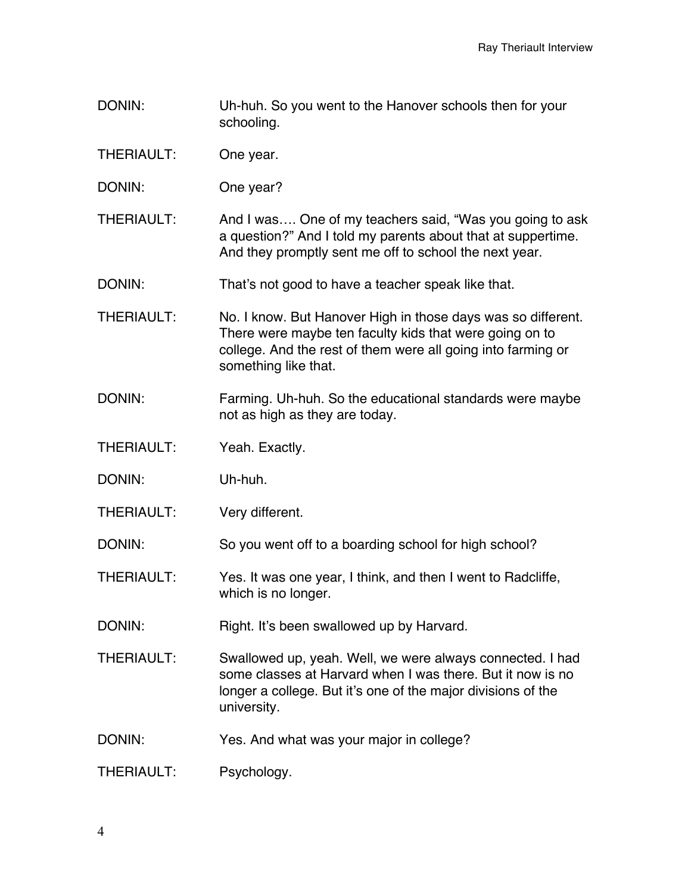DONIN: Uh-huh. So you went to the Hanover schools then for your schooling.

THERIAULT: One year.

DONIN: One year?

THERIAULT: And I was…. One of my teachers said, "Was you going to ask a question?" And I told my parents about that at suppertime. And they promptly sent me off to school the next year.

DONIN: That's not good to have a teacher speak like that.

THERIAULT: No. I know. But Hanover High in those days was so different. There were maybe ten faculty kids that were going on to college. And the rest of them were all going into farming or something like that.

DONIN: Farming. Uh-huh. So the educational standards were maybe not as high as they are today.

THERIAULT: Yeah. Exactly.

DONIN: Uh-huh.

THERIAULT: Very different.

DONIN: So you went off to a boarding school for high school?

THERIAULT: Yes. It was one year, I think, and then I went to Radcliffe, which is no longer.

DONIN: Right. It's been swallowed up by Harvard.

THERIAULT: Swallowed up, yeah. Well, we were always connected. I had some classes at Harvard when I was there. But it now is no longer a college. But it's one of the major divisions of the university.

DONIN: Yes. And what was your major in college?

THERIAULT: Psychology.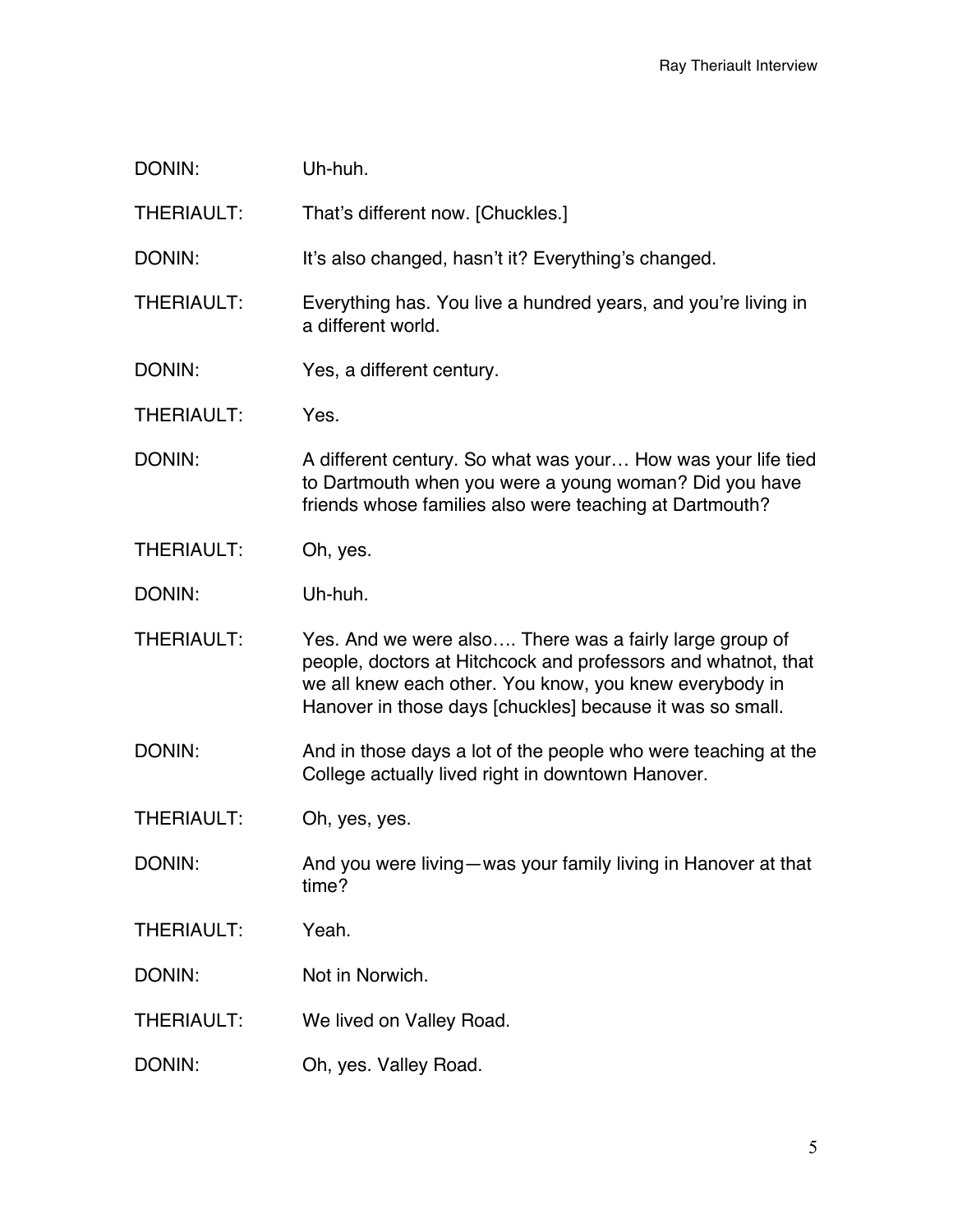DONIN: Uh-huh.

THERIAULT: That's different now. [Chuckles.]

DONIN: It's also changed, hasn't it? Everything's changed.

THERIAULT: Everything has. You live a hundred years, and you're living in a different world.

DONIN: Yes, a different century.

THERIAULT: Yes.

DONIN: A different century. So what was your… How was your life tied to Dartmouth when you were a young woman? Did you have friends whose families also were teaching at Dartmouth?

THERIAULT: Oh, yes.

DONIN: Uh-huh.

THERIAULT: Yes. And we were also…. There was a fairly large group of people, doctors at Hitchcock and professors and whatnot, that we all knew each other. You know, you knew everybody in Hanover in those days [chuckles] because it was so small.

DONIN: And in those days a lot of the people who were teaching at the College actually lived right in downtown Hanover.

THERIAULT: Oh, yes, yes.

DONIN: And you were living—was your family living in Hanover at that time?

THERIAULT: Yeah.

DONIN: Not in Norwich.

THERIAULT: We lived on Valley Road.

DONIN: Oh, yes. Valley Road.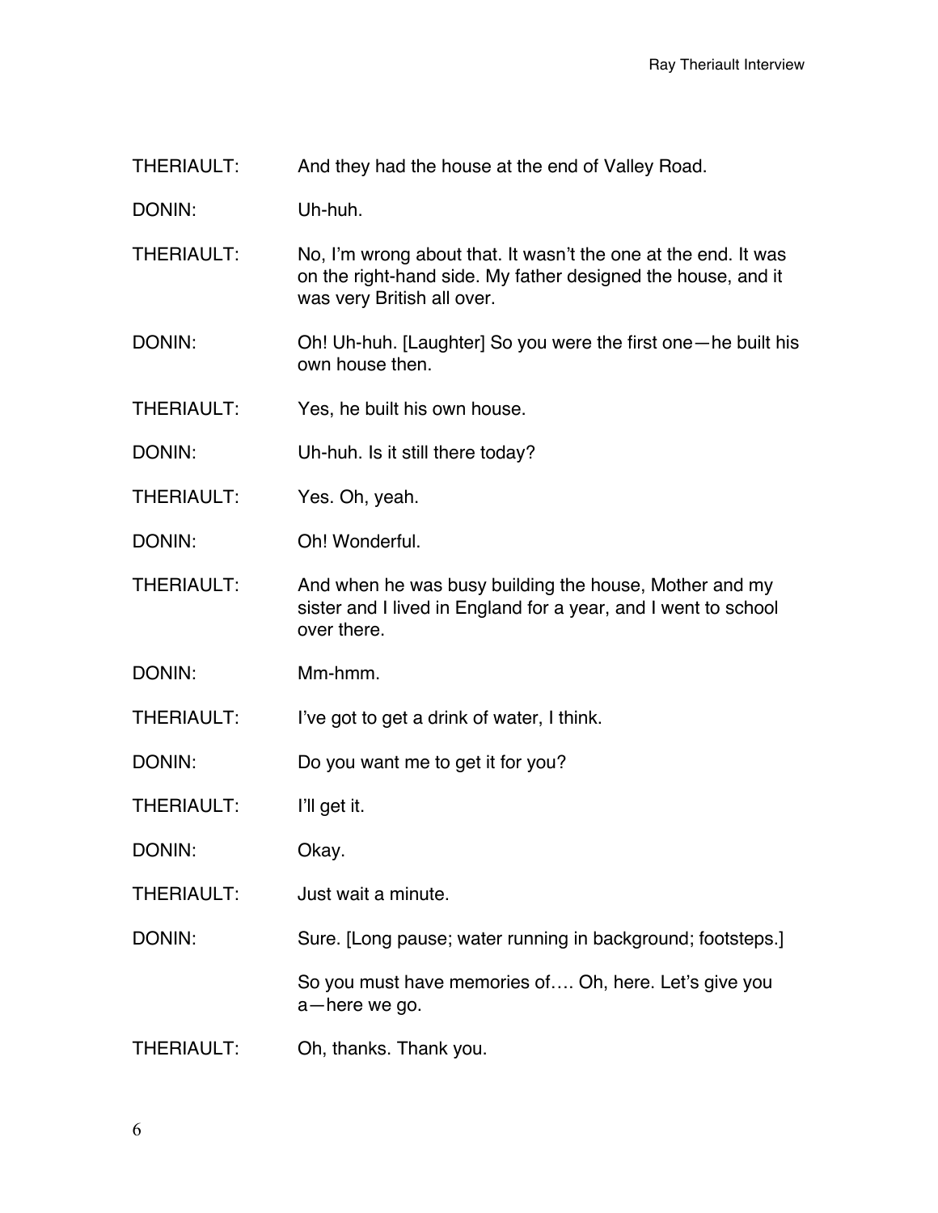THERIAULT: And they had the house at the end of Valley Road.

DONIN: Uh-huh.

THERIAULT: No, I'm wrong about that. It wasn't the one at the end. It was on the right-hand side. My father designed the house, and it was very British all over.

DONIN: Oh! Uh-huh. [Laughter] So you were the first one—he built his own house then.

THERIAULT: Yes, he built his own house.

DONIN: Uh-huh. Is it still there today?

THERIAULT: Yes. Oh, yeah.

DONIN: Oh! Wonderful.

THERIAULT: And when he was busy building the house, Mother and my sister and I lived in England for a year, and I went to school over there.

DONIN: Mm-hmm.

THERIAULT: I've got to get a drink of water, I think.

DONIN: Do you want me to get it for you?

THERIAULT: I'll get it.

DONIN: Okay.

THERIAULT: Just wait a minute.

DONIN: Sure. [Long pause; water running in background; footsteps.]

So you must have memories of…. Oh, here. Let's give you a—here we go.

THERIAULT: Oh, thanks. Thank you.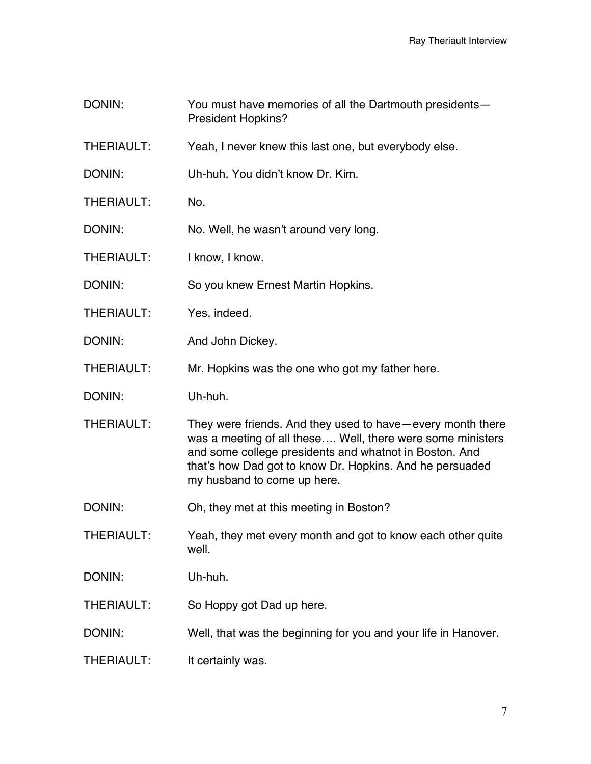DONIN: You must have memories of all the Dartmouth presidents—President Hopkins?

THERIAULT: Yeah, I never knew this last one, but everybody else.

DONIN: Uh-huh. You didn't know Dr. Kim.

THERIAULT: No.

DONIN: No. Well, he wasn't around very long.

THERIAULT: I know, I know.

DONIN: So you knew Ernest Martin Hopkins.

THERIAULT: Yes, indeed.

DONIN: And John Dickey.

THERIAULT: Mr. Hopkins was the one who got my father here.

DONIN: Uh-huh.

THERIAULT: They were friends. And they used to have—every month there was a meeting of all these…. Well, there were some ministers and some college presidents and whatnot in Boston. And that's how Dad got to know Dr. Hopkins. And he persuaded my husband to come up here.

DONIN: Oh, they met at this meeting in Boston?

THERIAULT: Yeah, they met every month and got to know each other quite well.

DONIN: Uh-huh.

THERIAULT: So Hoppy got Dad up here.

DONIN: Well, that was the beginning for you and your life in Hanover.

THERIAULT: It certainly was.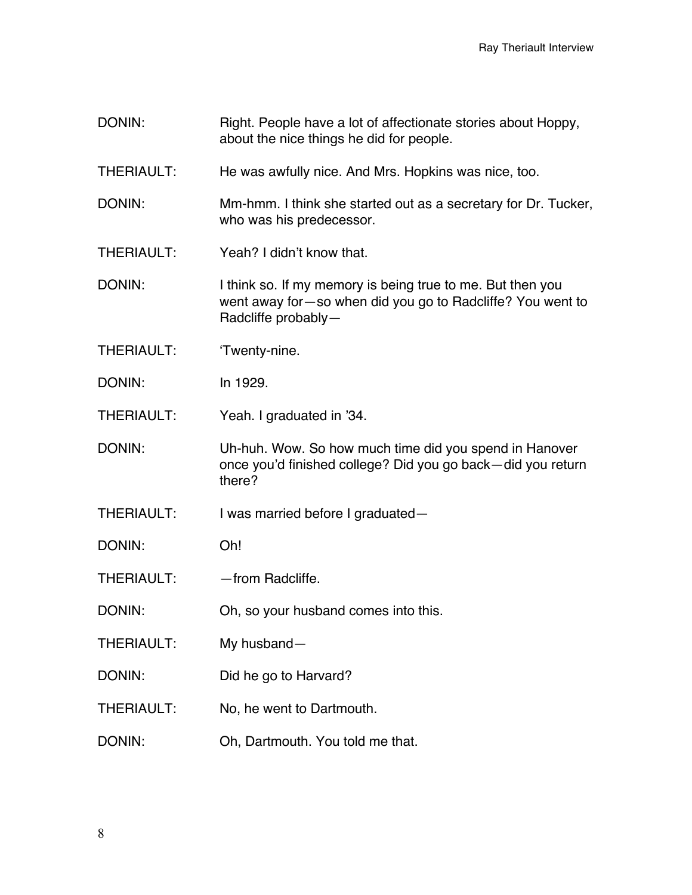DONIN: Right. People have a lot of affectionate stories about Hoppy, about the nice things he did for people.

THERIAULT: He was awfully nice. And Mrs. Hopkins was nice, too.

DONIN: Mm-hmm. I think she started out as a secretary for Dr. Tucker, who was his predecessor.

THERIAULT: Yeah? I didn't know that.

DONIN: I think so. If my memory is being true to me. But then you went away for—so when did you go to Radcliffe? You went to Radcliffe probably—

THERIAULT: 'Twenty-nine.

DONIN: In 1929.

THERIAULT: Yeah. I graduated in '34.

DONIN: Uh-huh. Wow. So how much time did you spend in Hanover once you'd finished college? Did you go back—did you return there?

THERIAULT: I was married before I graduated—

DONIN: Oh!

THERIAULT: —from Radcliffe.

DONIN: Oh, so your husband comes into this.

THERIAULT: My husband—

DONIN: Did he go to Harvard?

THERIAULT: No, he went to Dartmouth.

DONIN: Oh, Dartmouth. You told me that.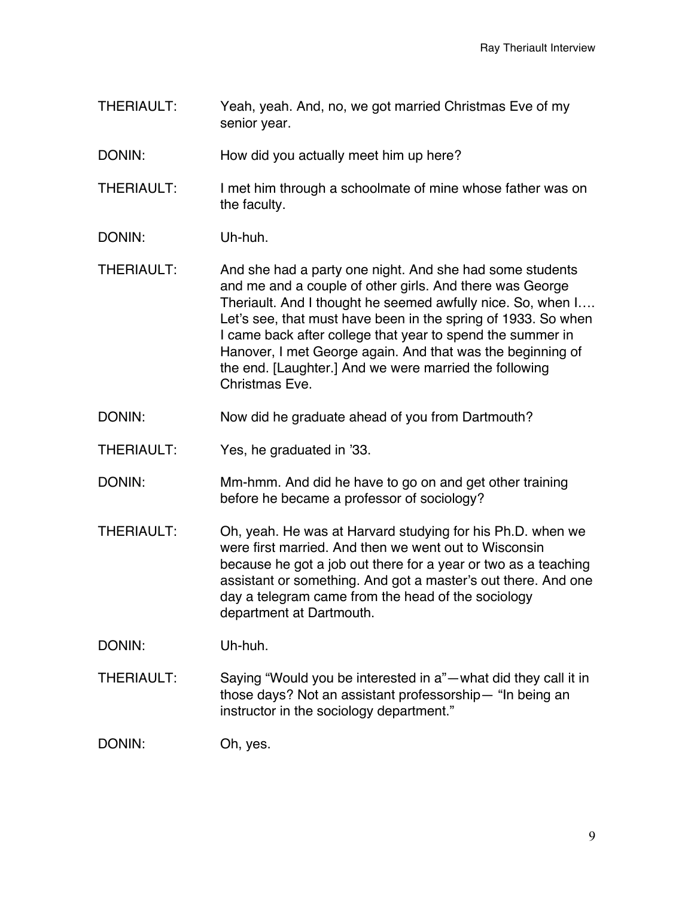THERIAULT: Yeah, yeah. And, no, we got married Christmas Eve of my senior year.

DONIN: How did you actually meet him up here?

THERIAULT: I met him through a schoolmate of mine whose father was on the faculty.

DONIN: Uh-huh.

THERIAULT: And she had a party one night. And she had some students and me and a couple of other girls. And there was George Theriault. And I thought he seemed awfully nice. So, when I…. Let's see, that must have been in the spring of 1933. So when I came back after college that year to spend the summer in Hanover, I met George again. And that was the beginning of the end. [Laughter.] And we were married the following Christmas Eve.

DONIN: Now did he graduate ahead of you from Dartmouth?

THERIAULT: Yes, he graduated in '33.

DONIN: Mm-hmm. And did he have to go on and get other training before he became a professor of sociology?

THERIAULT: Oh, yeah. He was at Harvard studying for his Ph.D. when we were first married. And then we went out to Wisconsin because he got a job out there for a year or two as a teaching assistant or something. And got a master's out there. And one day a telegram came from the head of the sociology department at Dartmouth.

DONIN: Uh-huh.

THERIAULT: Saying "Would you be interested in a"—what did they call it in those days? Not an assistant professorship— "In being an instructor in the sociology department."

DONIN: Oh, yes.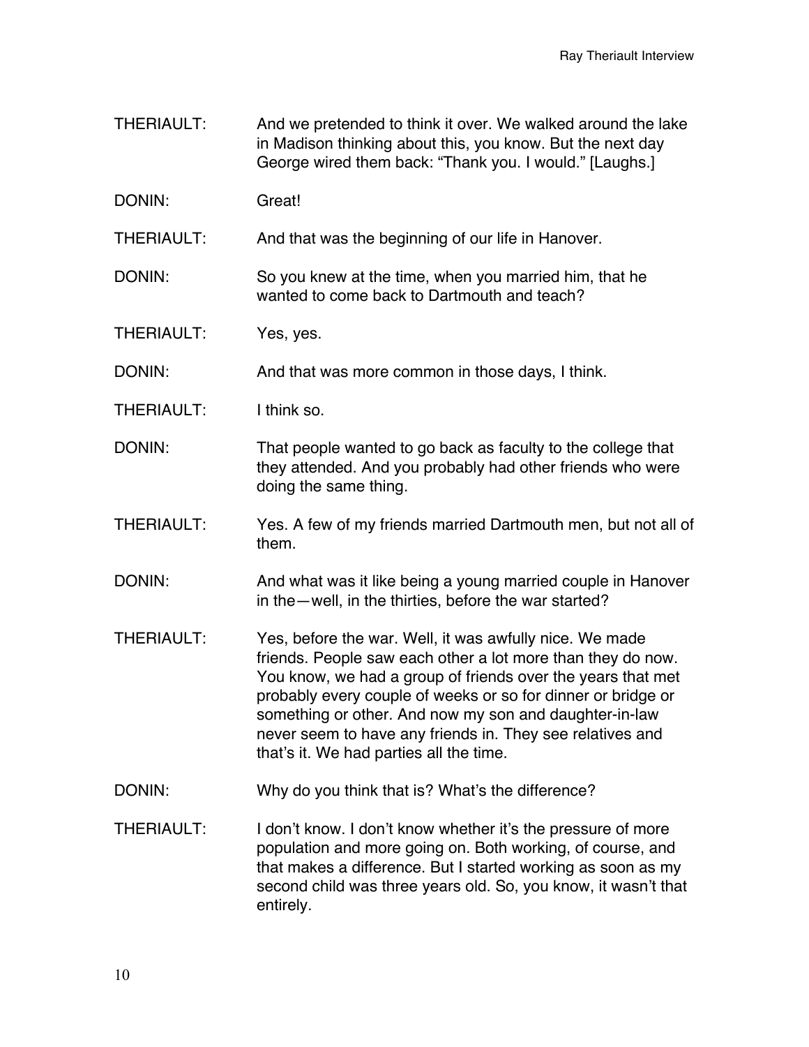THERIAULT: And we pretended to think it over. We walked around the lake in Madison thinking about this, you know. But the next day George wired them back: "Thank you. I would." [Laughs.]

DONIN: Great!

THERIAULT: And that was the beginning of our life in Hanover.

DONIN: So you knew at the time, when you married him, that he wanted to come back to Dartmouth and teach?

THERIAULT: Yes, yes.

DONIN: And that was more common in those days, I think.

THERIAULT: I think so.

DONIN: That people wanted to go back as faculty to the college that they attended. And you probably had other friends who were doing the same thing.

THERIAULT: Yes. A few of my friends married Dartmouth men, but not all of them.

DONIN: And what was it like being a young married couple in Hanover in the—well, in the thirties, before the war started?

THERIAULT: Yes, before the war. Well, it was awfully nice. We made friends. People saw each other a lot more than they do now. You know, we had a group of friends over the years that met probably every couple of weeks or so for dinner or bridge or something or other. And now my son and daughter-in-law never seem to have any friends in. They see relatives and that's it. We had parties all the time.

DONIN: Why do you think that is? What's the difference?

THERIAULT: I don't know. I don't know whether it's the pressure of more population and more going on. Both working, of course, and that makes a difference. But I started working as soon as my second child was three years old. So, you know, it wasn't that entirely.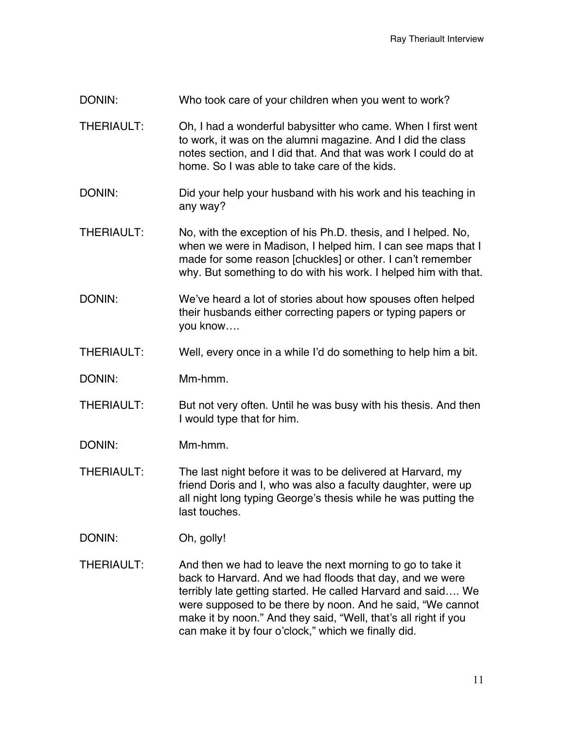DONIN: Who took care of your children when you went to work?

THERIAULT: Oh, I had a wonderful babysitter who came. When I first went to work, it was on the alumni magazine. And I did the class notes section, and I did that. And that was work I could do at home. So I was able to take care of the kids.

DONIN: Did your help your husband with his work and his teaching in any way?

THERIAULT: No, with the exception of his Ph.D. thesis, and I helped. No, when we were in Madison, I helped him. I can see maps that I made for some reason [chuckles] or other. I can't remember why. But something to do with his work. I helped him with that.

DONIN: We've heard a lot of stories about how spouses often helped their husbands either correcting papers or typing papers or you know….

THERIAULT: Well, every once in a while I'd do something to help him a bit.

DONIN: Mm-hmm.

THERIAULT: But not very often. Until he was busy with his thesis. And then I would type that for him.

DONIN: Mm-hmm.

THERIAULT: The last night before it was to be delivered at Harvard, my friend Doris and I, who was also a faculty daughter, were up all night long typing George's thesis while he was putting the last touches.

DONIN: Oh, golly!

THERIAULT: And then we had to leave the next morning to go to take it back to Harvard. And we had floods that day, and we were terribly late getting started. He called Harvard and said…. We were supposed to be there by noon. And he said, "We cannot make it by noon." And they said, "Well, that's all right if you can make it by four o'clock," which we finally did.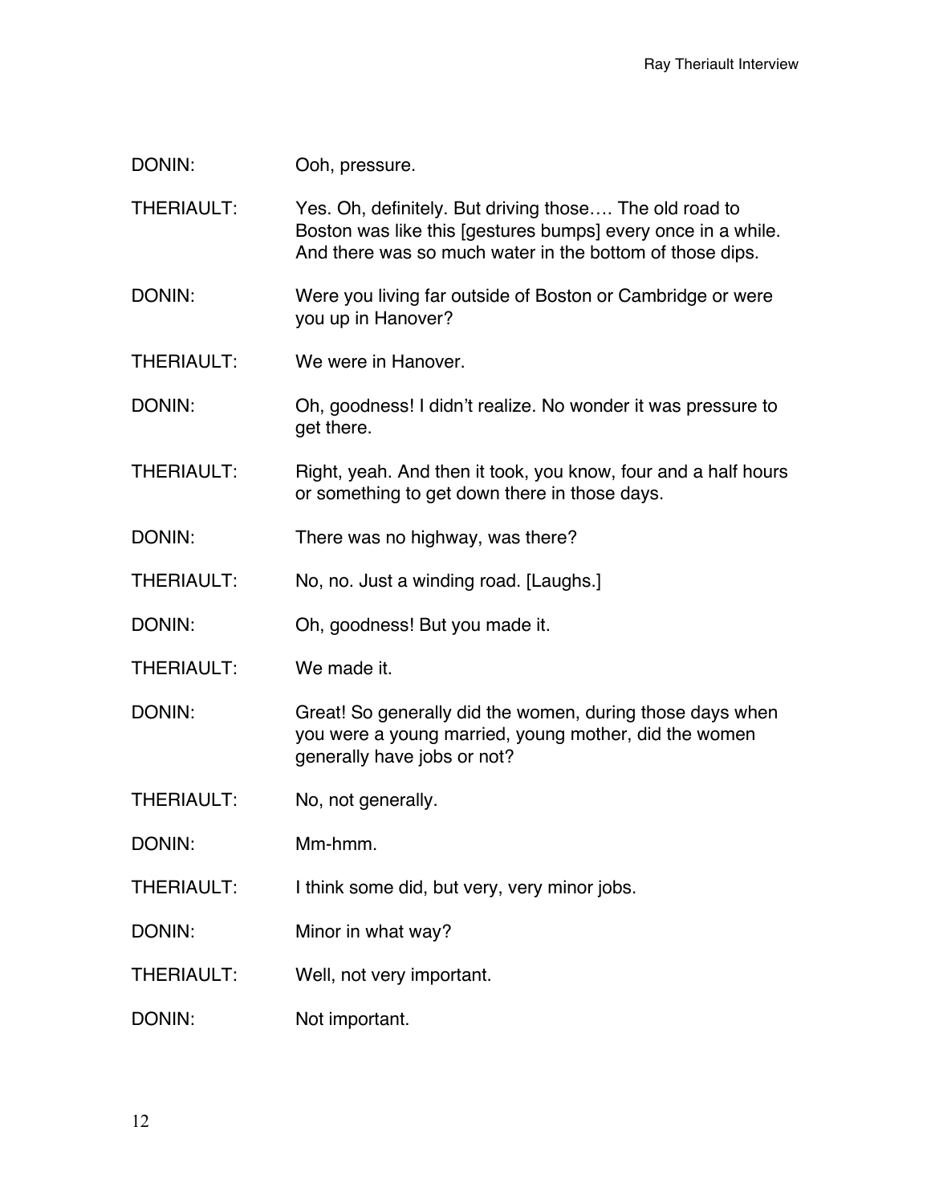DONIN: Ooh, pressure.

THERIAULT: Yes. Oh, definitely. But driving those…. The old road to Boston was like this [gestures bumps] every once in a while. And there was so much water in the bottom of those dips.

DONIN: Were you living far outside of Boston or Cambridge or were you up in Hanover?

THERIAULT: We were in Hanover.

DONIN: Oh, goodness! I didn't realize. No wonder it was pressure to get there.

THERIAULT: Right, yeah. And then it took, you know, four and a half hours or something to get down there in those days.

DONIN: There was no highway, was there?

THERIAULT: No, no. Just a winding road. [Laughs.]

DONIN: Oh, goodness! But you made it.

THERIAULT: We made it.

DONIN: Great! So generally did the women, during those days when you were a young married, young mother, did the women generally have jobs or not?

THERIAULT: No, not generally.

DONIN: Mm-hmm.

THERIAULT: I think some did, but very, very minor jobs.

DONIN: Minor in what way?

THERIAULT: Well, not very important.

DONIN: Not important.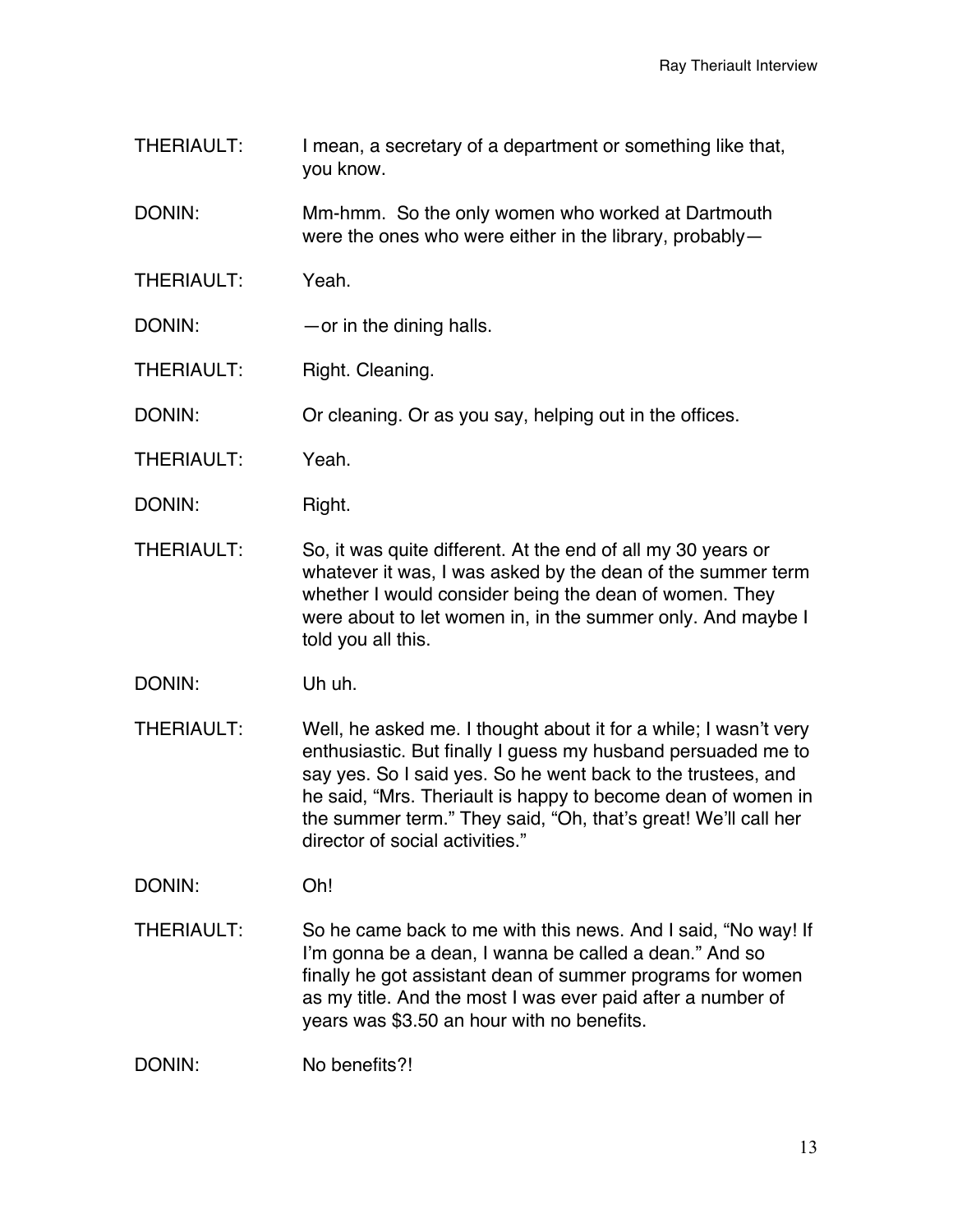THERIAULT: I mean, a secretary of a department or something like that, you know.

DONIN: Mm-hmm. So the only women who worked at Dartmouth were the ones who were either in the library, probably—

THERIAULT: Yeah.

DONIN: —or in the dining halls.

THERIAULT: Right. Cleaning.

DONIN: Or cleaning. Or as you say, helping out in the offices.

THERIAULT: Yeah.

DONIN: Right.

THERIAULT: So, it was quite different. At the end of all my 30 years or whatever it was, I was asked by the dean of the summer term whether I would consider being the dean of women. They were about to let women in, in the summer only. And maybe I told you all this.

DONIN: Uh uh.

THERIAULT: Well, he asked me. I thought about it for a while; I wasn't very enthusiastic. But finally I guess my husband persuaded me to say yes. So I said yes. So he went back to the trustees, and he said, "Mrs. Theriault is happy to become dean of women in the summer term." They said, "Oh, that's great! We'll call her director of social activities."

DONIN: Oh!

THERIAULT: So he came back to me with this news. And I said, "No way! If I'm gonna be a dean, I wanna be called a dean." And so finally he got assistant dean of summer programs for women as my title. And the most I was ever paid after a number of years was $3.50 an hour with no benefits.

DONIN: No benefits?!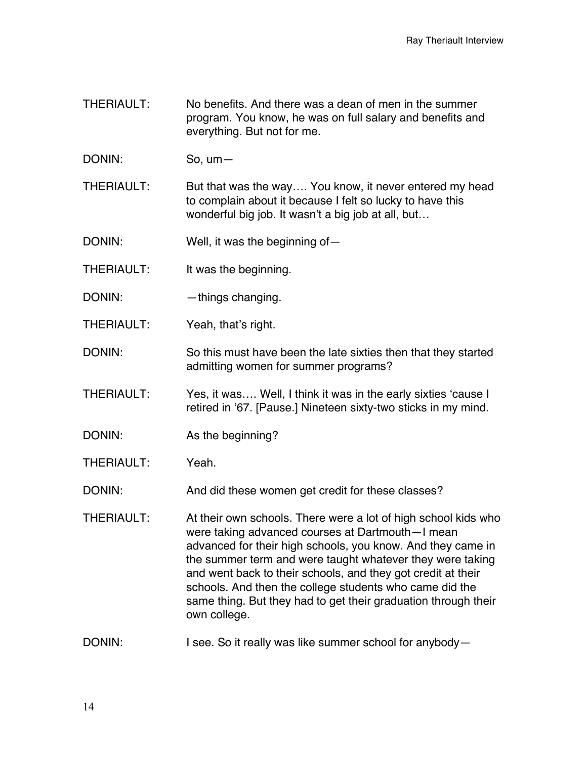THERIAULT: No benefits. And there was a dean of men in the summer program. You know, he was on full salary and benefits and everything. But not for me.

DONIN: So, um—

THERIAULT: But that was the way…. You know, it never entered my head to complain about it because I felt so lucky to have this wonderful big job. It wasn't a big job at all, but…

DONIN: Well, it was the beginning of—

THERIAULT: It was the beginning.

DONIN: —things changing.

THERIAULT: Yeah, that's right.

DONIN: So this must have been the late sixties then that they started admitting women for summer programs?

THERIAULT: Yes, it was…. Well, I think it was in the early sixties 'cause I retired in '67. [Pause.] Nineteen sixty-two sticks in my mind.

DONIN: As the beginning?

THERIAULT: Yeah.

DONIN: And did these women get credit for these classes?

THERIAULT: At their own schools. There were a lot of high school kids who were taking advanced courses at Dartmouth—I mean advanced for their high schools, you know. And they came in the summer term and were taught whatever they were taking and went back to their schools, and they got credit at their schools. And then the college students who came did the same thing. But they had to get their graduation through their own college.

DONIN: I see. So it really was like summer school for anybody—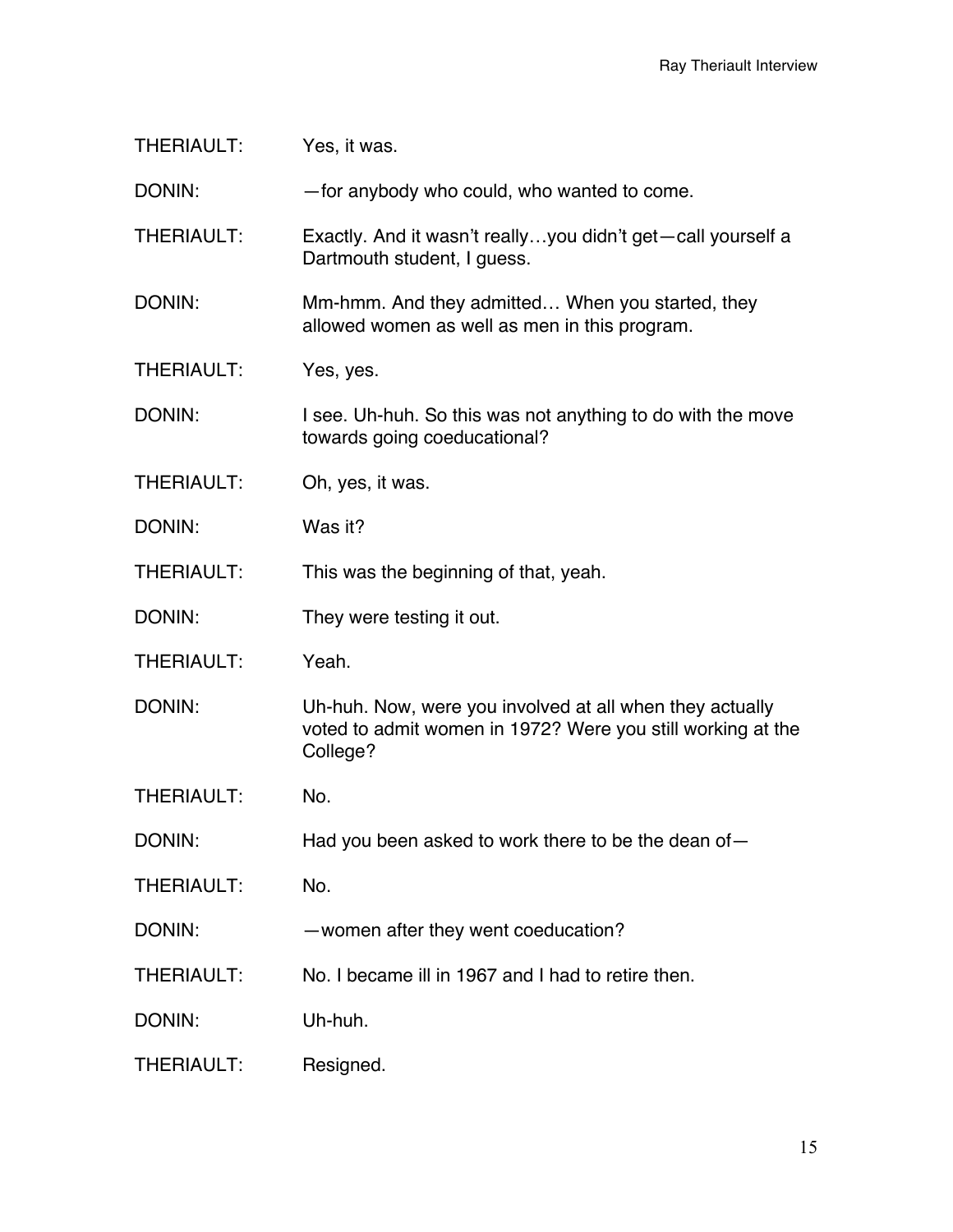THERIAULT: Yes, it was.

DONIN: —for anybody who could, who wanted to come.

THERIAULT: Exactly. And it wasn't really…you didn't get—call yourself a Dartmouth student, I guess.

DONIN: Mm-hmm. And they admitted… When you started, they allowed women as well as men in this program.

THERIAULT: Yes, yes.

DONIN: I see. Uh-huh. So this was not anything to do with the move towards going coeducational?

THERIAULT: Oh, yes, it was.

DONIN: Was it?

THERIAULT: This was the beginning of that, yeah.

DONIN: They were testing it out.

THERIAULT: Yeah.

DONIN: Uh-huh. Now, were you involved at all when they actually voted to admit women in 1972? Were you still working at the College?

THERIAULT: No.

DONIN: Had you been asked to work there to be the dean of—

THERIAULT: No.

DONIN: —women after they went coeducation?

THERIAULT: No. I became ill in 1967 and I had to retire then.

DONIN: Uh-huh.

THERIAULT: Resigned.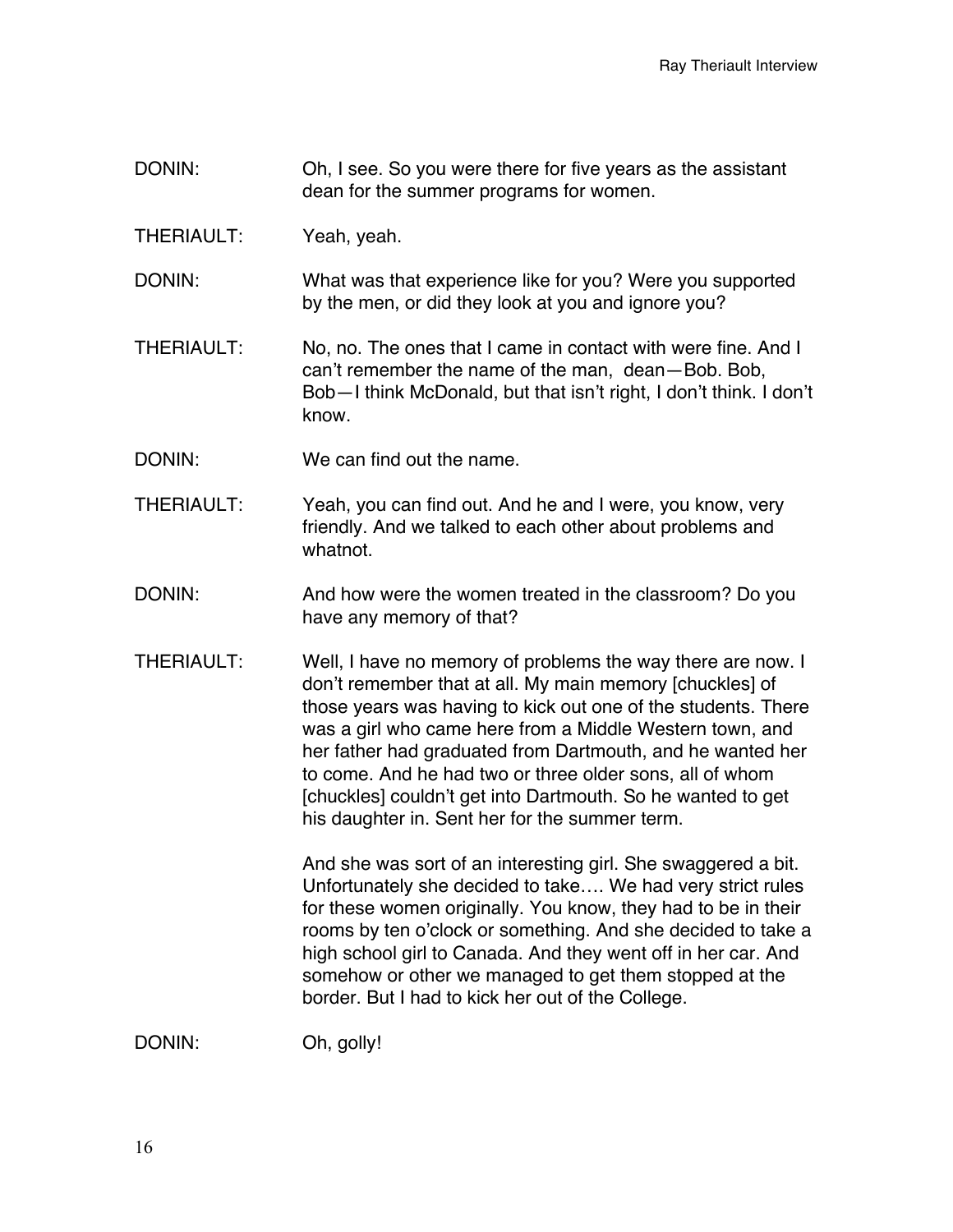DONIN: Oh, I see. So you were there for five years as the assistant dean for the summer programs for women.

THERIAULT: Yeah, yeah.

DONIN: What was that experience like for you? Were you supported by the men, or did they look at you and ignore you?

THERIAULT: No, no. The ones that I came in contact with were fine. And I can't remember the name of the man, dean—Bob. Bob, Bob—I think McDonald, but that isn't right, I don't think. I don't know.

DONIN: We can find out the name.

THERIAULT: Yeah, you can find out. And he and I were, you know, very friendly. And we talked to each other about problems and whatnot.

DONIN: And how were the women treated in the classroom? Do you have any memory of that?

THERIAULT: Well, I have no memory of problems the way there are now. I don't remember that at all. My main memory [chuckles] of those years was having to kick out one of the students. There was a girl who came here from a Middle Western town, and her father had graduated from Dartmouth, and he wanted her to come. And he had two or three older sons, all of whom [chuckles] couldn't get into Dartmouth. So he wanted to get his daughter in. Sent her for the summer term.

And she was sort of an interesting girl. She swaggered a bit. Unfortunately she decided to take…. We had very strict rules for these women originally. You know, they had to be in their rooms by ten o'clock or something. And she decided to take a high school girl to Canada. And they went off in her car. And somehow or other we managed to get them stopped at the border. But I had to kick her out of the College.

DONIN: Oh, golly!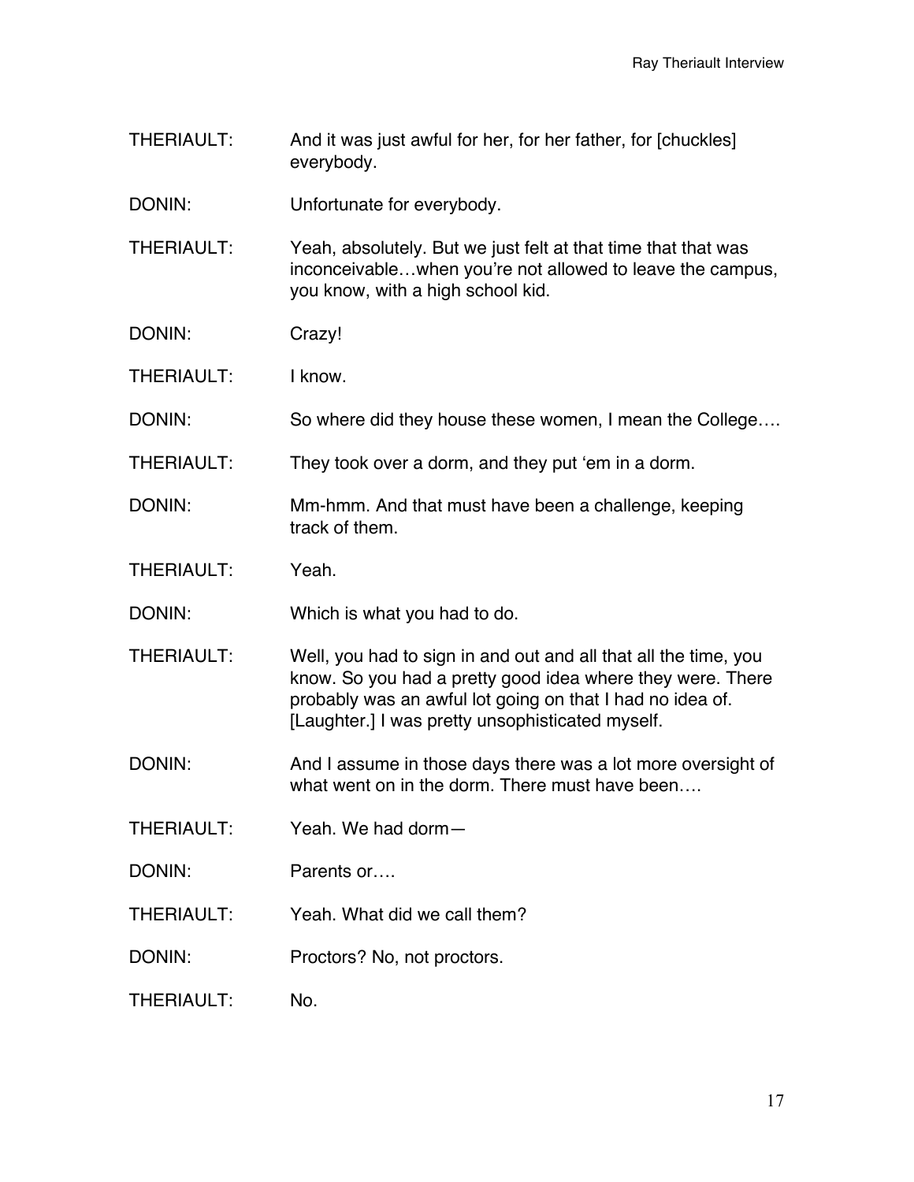THERIAULT: And it was just awful for her, for her father, for [chuckles] everybody.

DONIN: Unfortunate for everybody.

THERIAULT: Yeah, absolutely. But we just felt at that time that that was inconceivable…when you're not allowed to leave the campus, you know, with a high school kid.

DONIN: Crazy!

THERIAULT: I know.

DONIN: So where did they house these women, I mean the College….

THERIAULT: They took over a dorm, and they put 'em in a dorm.

DONIN: Mm-hmm. And that must have been a challenge, keeping track of them.

THERIAULT: Yeah.

DONIN: Which is what you had to do.

THERIAULT: Well, you had to sign in and out and all that all the time, you know. So you had a pretty good idea where they were. There probably was an awful lot going on that I had no idea of. [Laughter.] I was pretty unsophisticated myself.

DONIN: And I assume in those days there was a lot more oversight of what went on in the dorm. There must have been….

THERIAULT: Yeah. We had dorm—

DONIN: Parents or….

THERIAULT: Yeah. What did we call them?

DONIN: Proctors? No, not proctors.

THERIAULT: No.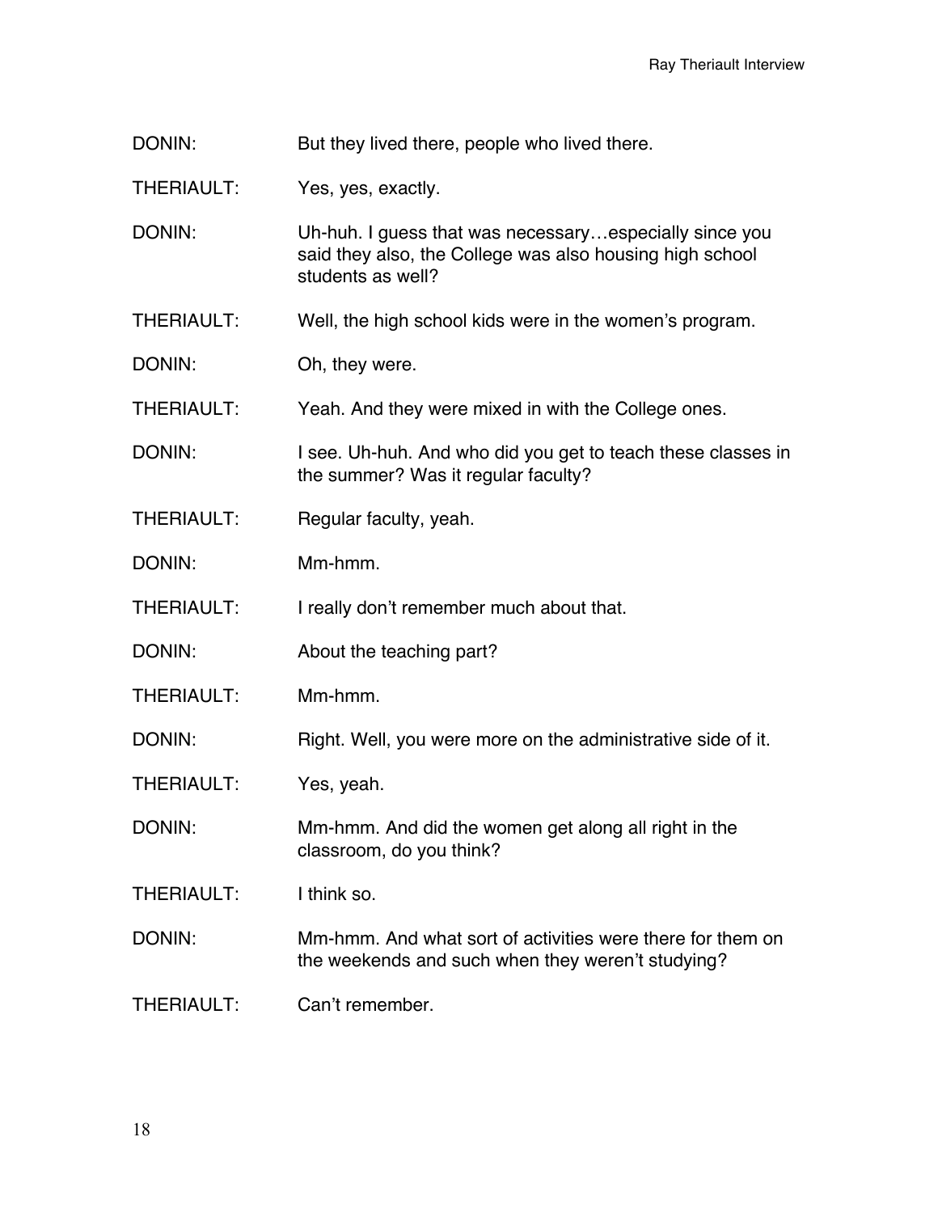DONIN: But they lived there, people who lived there.

THERIAULT: Yes, yes, exactly.

DONIN: Uh-huh. I guess that was necessary…especially since you said they also, the College was also housing high school students as well?

THERIAULT: Well, the high school kids were in the women's program.

DONIN: Oh, they were.

THERIAULT: Yeah. And they were mixed in with the College ones.

DONIN: I see. Uh-huh. And who did you get to teach these classes in the summer? Was it regular faculty?

THERIAULT: Regular faculty, yeah.

DONIN: Mm-hmm.

THERIAULT: I really don't remember much about that.

DONIN: About the teaching part?

THERIAULT: Mm-hmm.

DONIN: Right. Well, you were more on the administrative side of it.

THERIAULT: Yes, yeah.

DONIN: Mm-hmm. And did the women get along all right in the classroom, do you think?

THERIAULT: I think so.

DONIN: Mm-hmm. And what sort of activities were there for them on the weekends and such when they weren't studying?

THERIAULT: Can't remember.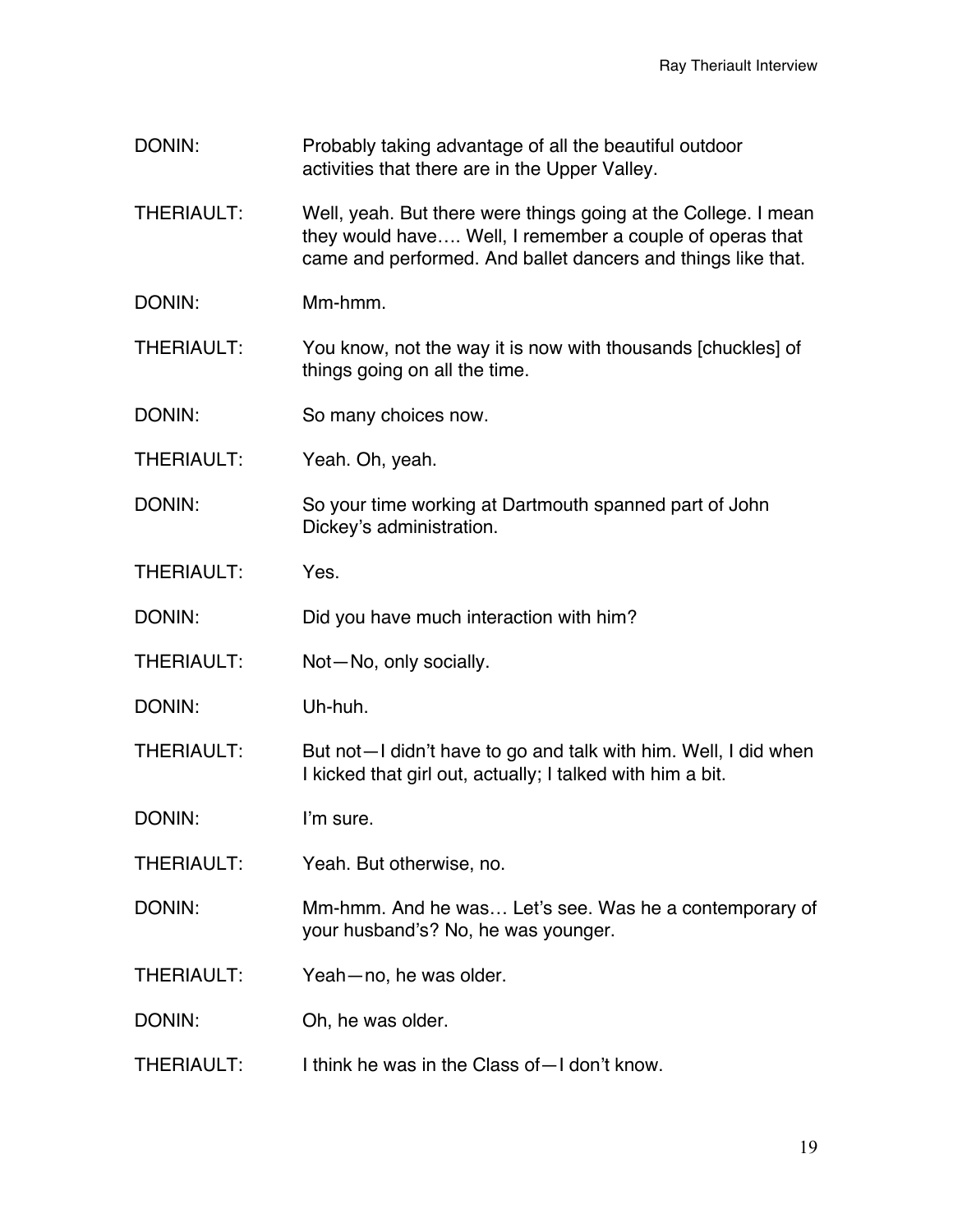DONIN: Probably taking advantage of all the beautiful outdoor activities that there are in the Upper Valley.

THERIAULT: Well, yeah. But there were things going at the College. I mean they would have…. Well, I remember a couple of operas that came and performed. And ballet dancers and things like that.

DONIN: Mm-hmm.

THERIAULT: You know, not the way it is now with thousands [chuckles] of things going on all the time.

DONIN: So many choices now.

THERIAULT: Yeah. Oh, yeah.

DONIN: So your time working at Dartmouth spanned part of John Dickey's administration.

THERIAULT: Yes.

DONIN: Did you have much interaction with him?

THERIAULT: Not—No, only socially.

DONIN: Uh-huh.

THERIAULT: But not—I didn't have to go and talk with him. Well, I did when I kicked that girl out, actually; I talked with him a bit.

DONIN: I'm sure.

THERIAULT: Yeah. But otherwise, no.

DONIN: Mm-hmm. And he was… Let's see. Was he a contemporary of your husband's? No, he was younger.

THERIAULT: Yeah—no, he was older.

DONIN: Oh, he was older.

THERIAULT: I think he was in the Class of—I don't know.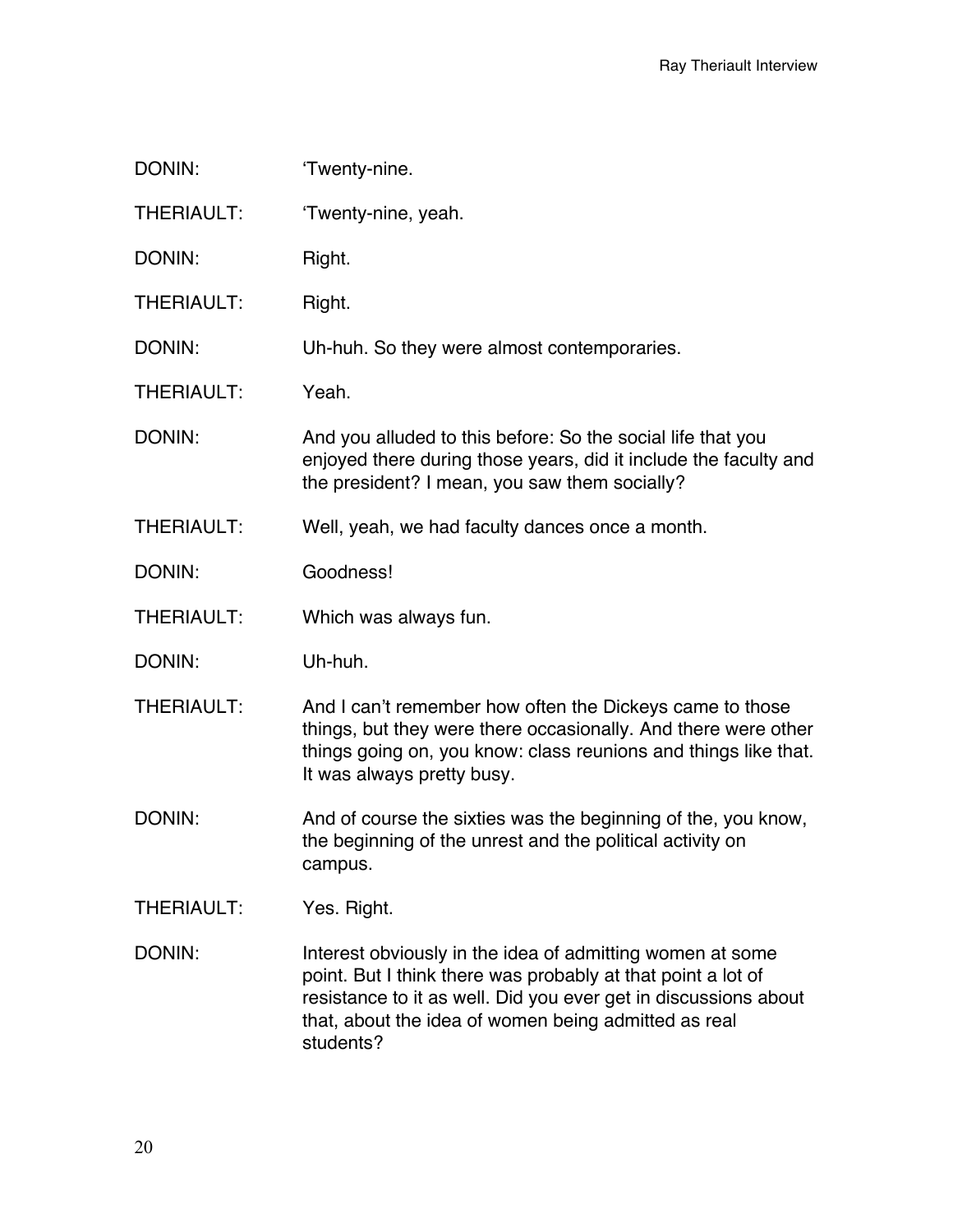DONIN: 'Twenty-nine.

THERIAULT: 'Twenty-nine, yeah.

DONIN: Right.

THERIAULT: Right.

DONIN: Uh-huh. So they were almost contemporaries.

THERIAULT: Yeah.

DONIN: And you alluded to this before: So the social life that you enjoyed there during those years, did it include the faculty and the president? I mean, you saw them socially?

THERIAULT: Well, yeah, we had faculty dances once a month.

DONIN: Goodness!

THERIAULT: Which was always fun.

DONIN: Uh-huh.

THERIAULT: And I can't remember how often the Dickeys came to those things, but they were there occasionally. And there were other things going on, you know: class reunions and things like that. It was always pretty busy.

DONIN: And of course the sixties was the beginning of the, you know, the beginning of the unrest and the political activity on campus.

THERIAULT: Yes. Right.

DONIN: Interest obviously in the idea of admitting women at some point. But I think there was probably at that point a lot of resistance to it as well. Did you ever get in discussions about that, about the idea of women being admitted as real students?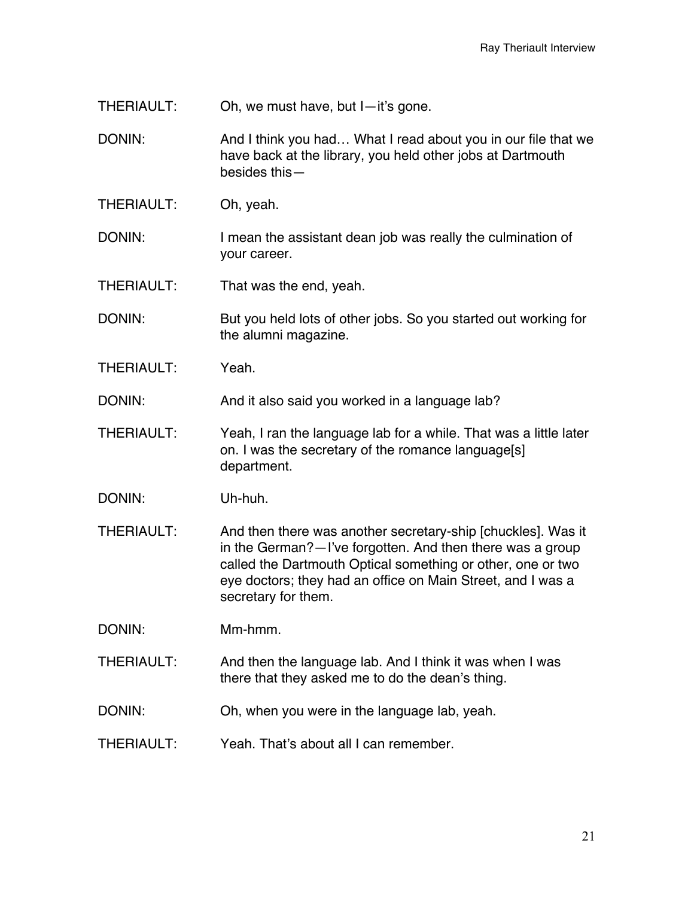THERIAULT: Oh, we must have, but I—it's gone.

DONIN: And I think you had… What I read about you in our file that we have back at the library, you held other jobs at Dartmouth besides this—

THERIAULT: Oh, yeah.

DONIN: I mean the assistant dean job was really the culmination of your career.

THERIAULT: That was the end, yeah.

DONIN: But you held lots of other jobs. So you started out working for the alumni magazine.

THERIAULT: Yeah.

DONIN: And it also said you worked in a language lab?

THERIAULT: Yeah, I ran the language lab for a while. That was a little later on. I was the secretary of the romance language[s] department.

DONIN: Uh-huh.

THERIAULT: And then there was another secretary-ship [chuckles]. Was it in the German?—I've forgotten. And then there was a group called the Dartmouth Optical something or other, one or two eye doctors; they had an office on Main Street, and I was a secretary for them.

DONIN: Mm-hmm.

THERIAULT: And then the language lab. And I think it was when I was there that they asked me to do the dean's thing.

DONIN: Oh, when you were in the language lab, yeah.

THERIAULT: Yeah. That's about all I can remember.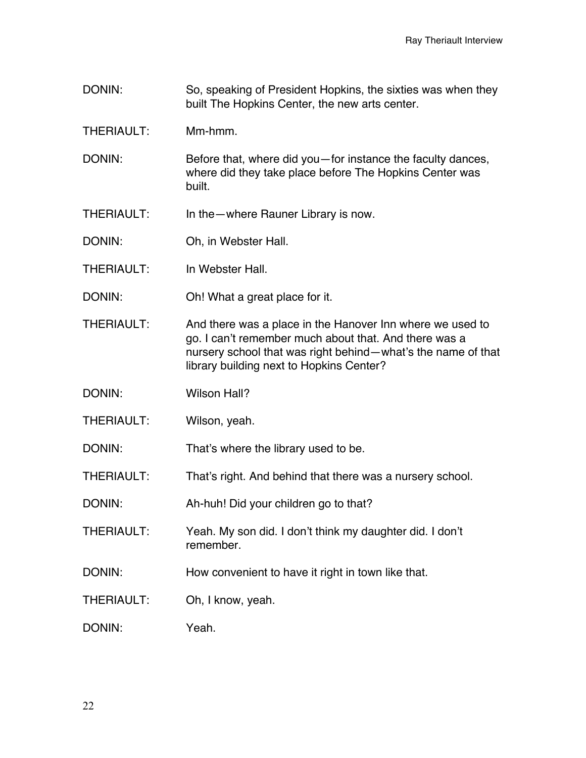DONIN: So, speaking of President Hopkins, the sixties was when they built The Hopkins Center, the new arts center.

THERIAULT: Mm-hmm.

DONIN: Before that, where did you—for instance the faculty dances, where did they take place before The Hopkins Center was built.

THERIAULT: In the—where Rauner Library is now.

DONIN: Oh, in Webster Hall.

THERIAULT: In Webster Hall.

DONIN: Oh! What a great place for it.

THERIAULT: And there was a place in the Hanover Inn where we used to go. I can't remember much about that. And there was a nursery school that was right behind—what's the name of that library building next to Hopkins Center?

DONIN: Wilson Hall?

THERIAULT: Wilson, yeah.

DONIN: That's where the library used to be.

THERIAULT: That's right. And behind that there was a nursery school.

DONIN: Ah-huh! Did your children go to that?

THERIAULT: Yeah. My son did. I don't think my daughter did. I don't remember.

DONIN: How convenient to have it right in town like that.

THERIAULT: Oh, I know, yeah.

DONIN: Yeah.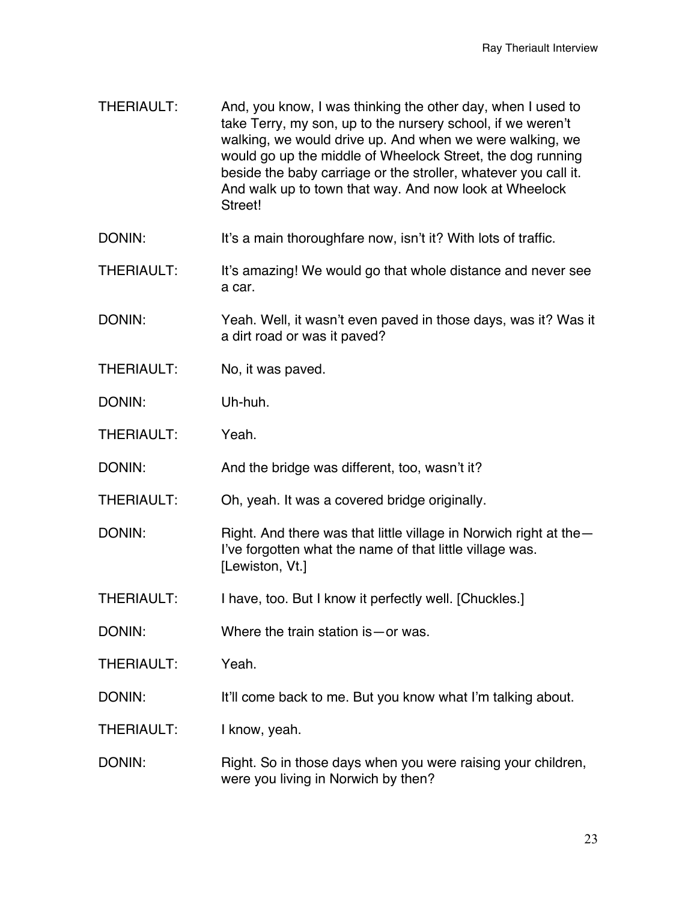THERIAULT: And, you know, I was thinking the other day, when I used to take Terry, my son, up to the nursery school, if we weren't walking, we would drive up. And when we were walking, we would go up the middle of Wheelock Street, the dog running beside the baby carriage or the stroller, whatever you call it. And walk up to town that way. And now look at Wheelock Street!

DONIN: It's a main thoroughfare now, isn't it? With lots of traffic.

THERIAULT: It's amazing! We would go that whole distance and never see a car.

DONIN: Yeah. Well, it wasn't even paved in those days, was it? Was it a dirt road or was it paved?

THERIAULT: No, it was paved.

DONIN: Uh-huh.

THERIAULT: Yeah.

DONIN: And the bridge was different, too, wasn't it?

THERIAULT: Oh, yeah. It was a covered bridge originally.

DONIN: Right. And there was that little village in Norwich right at the—I've forgotten what the name of that little village was. [Lewiston, Vt.]

THERIAULT: I have, too. But I know it perfectly well. [Chuckles.]

DONIN: Where the train station is—or was.

THERIAULT: Yeah.

DONIN: It'll come back to me. But you know what I'm talking about.

THERIAULT: I know, yeah.

DONIN: Right. So in those days when you were raising your children, were you living in Norwich by then?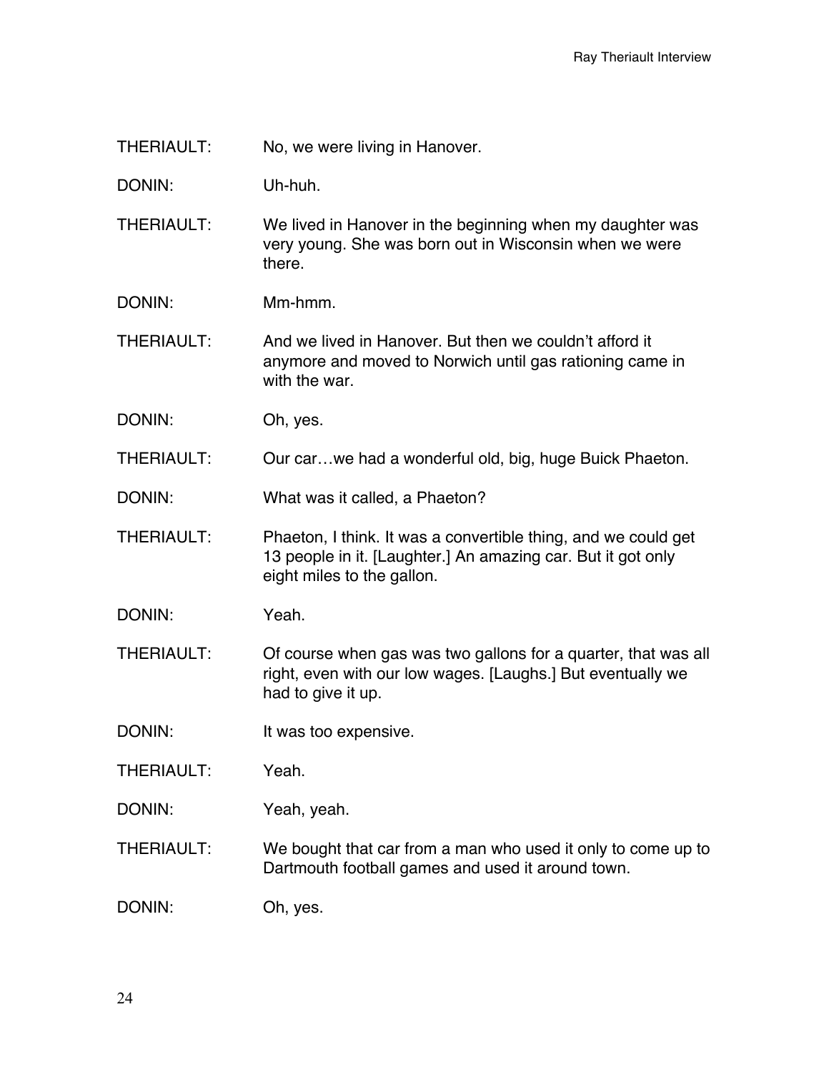THERIAULT: No, we were living in Hanover.

DONIN: Uh-huh.

THERIAULT: We lived in Hanover in the beginning when my daughter was very young. She was born out in Wisconsin when we were there.

DONIN: Mm-hmm.

THERIAULT: And we lived in Hanover. But then we couldn't afford it anymore and moved to Norwich until gas rationing came in with the war.

DONIN: Oh, yes.

THERIAULT: Our car…we had a wonderful old, big, huge Buick Phaeton.

DONIN: What was it called, a Phaeton?

THERIAULT: Phaeton, I think. It was a convertible thing, and we could get 13 people in it. [Laughter.] An amazing car. But it got only eight miles to the gallon.

DONIN: Yeah.

THERIAULT: Of course when gas was two gallons for a quarter, that was all right, even with our low wages. [Laughs.] But eventually we had to give it up.

DONIN: It was too expensive.

THERIAULT: Yeah.

DONIN: Yeah, yeah.

THERIAULT: We bought that car from a man who used it only to come up to Dartmouth football games and used it around town.

DONIN: Oh, yes.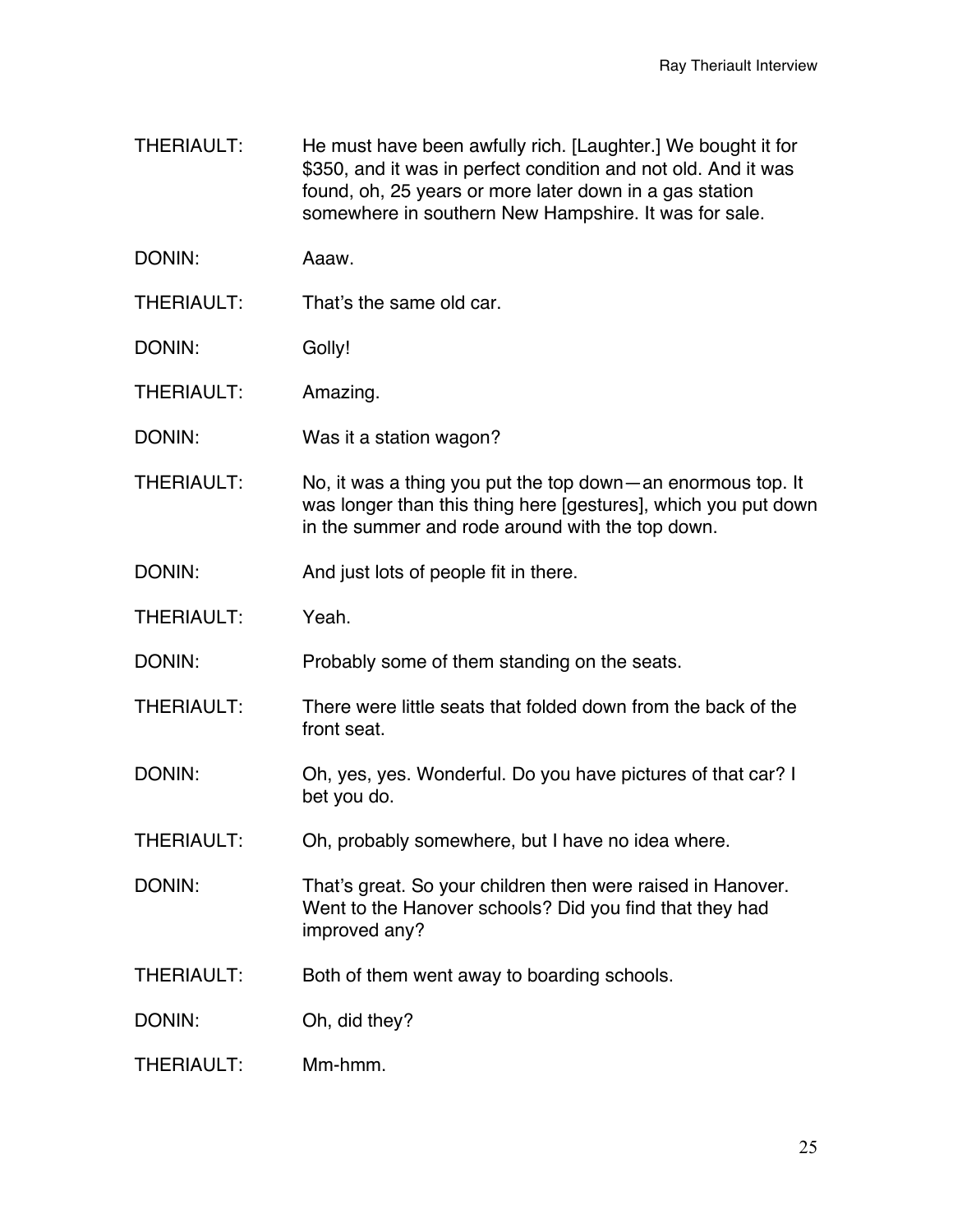THERIAULT: He must have been awfully rich. [Laughter.] We bought it for $350, and it was in perfect condition and not old. And it was found, oh, 25 years or more later down in a gas station somewhere in southern New Hampshire. It was for sale.

DONIN: Aaaw.

THERIAULT: That's the same old car.

DONIN: Golly!

THERIAULT: Amazing.

DONIN: Was it a station wagon?

THERIAULT: No, it was a thing you put the top down—an enormous top. It was longer than this thing here [gestures], which you put down in the summer and rode around with the top down.

DONIN: And just lots of people fit in there.

THERIAULT: Yeah.

DONIN: Probably some of them standing on the seats.

THERIAULT: There were little seats that folded down from the back of the front seat.

DONIN: Oh, yes, yes. Wonderful. Do you have pictures of that car? I bet you do.

THERIAULT: Oh, probably somewhere, but I have no idea where.

DONIN: That's great. So your children then were raised in Hanover. Went to the Hanover schools? Did you find that they had improved any?

THERIAULT: Both of them went away to boarding schools.

DONIN: Oh, did they?

THERIAULT: Mm-hmm.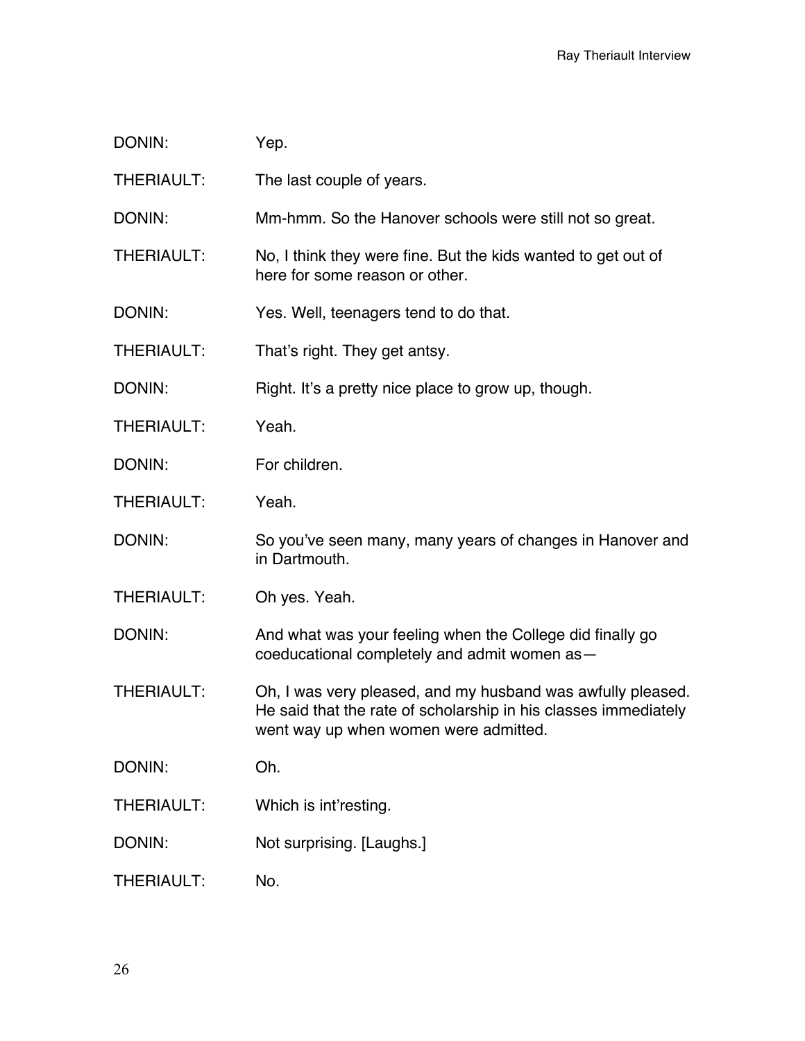DONIN: Yep.

THERIAULT: The last couple of years.

DONIN: Mm-hmm. So the Hanover schools were still not so great.

THERIAULT: No, I think they were fine. But the kids wanted to get out of here for some reason or other.

DONIN: Yes. Well, teenagers tend to do that.

THERIAULT: That's right. They get antsy.

DONIN: Right. It's a pretty nice place to grow up, though.

THERIAULT: Yeah.

DONIN: For children.

THERIAULT: Yeah.

DONIN: So you've seen many, many years of changes in Hanover and in Dartmouth.

THERIAULT: Oh yes. Yeah.

DONIN: And what was your feeling when the College did finally go coeducational completely and admit women as—

THERIAULT: Oh, I was very pleased, and my husband was awfully pleased. He said that the rate of scholarship in his classes immediately went way up when women were admitted.

DONIN: Oh.

THERIAULT: Which is int'resting.

DONIN: Not surprising. [Laughs.]

THERIAULT: No.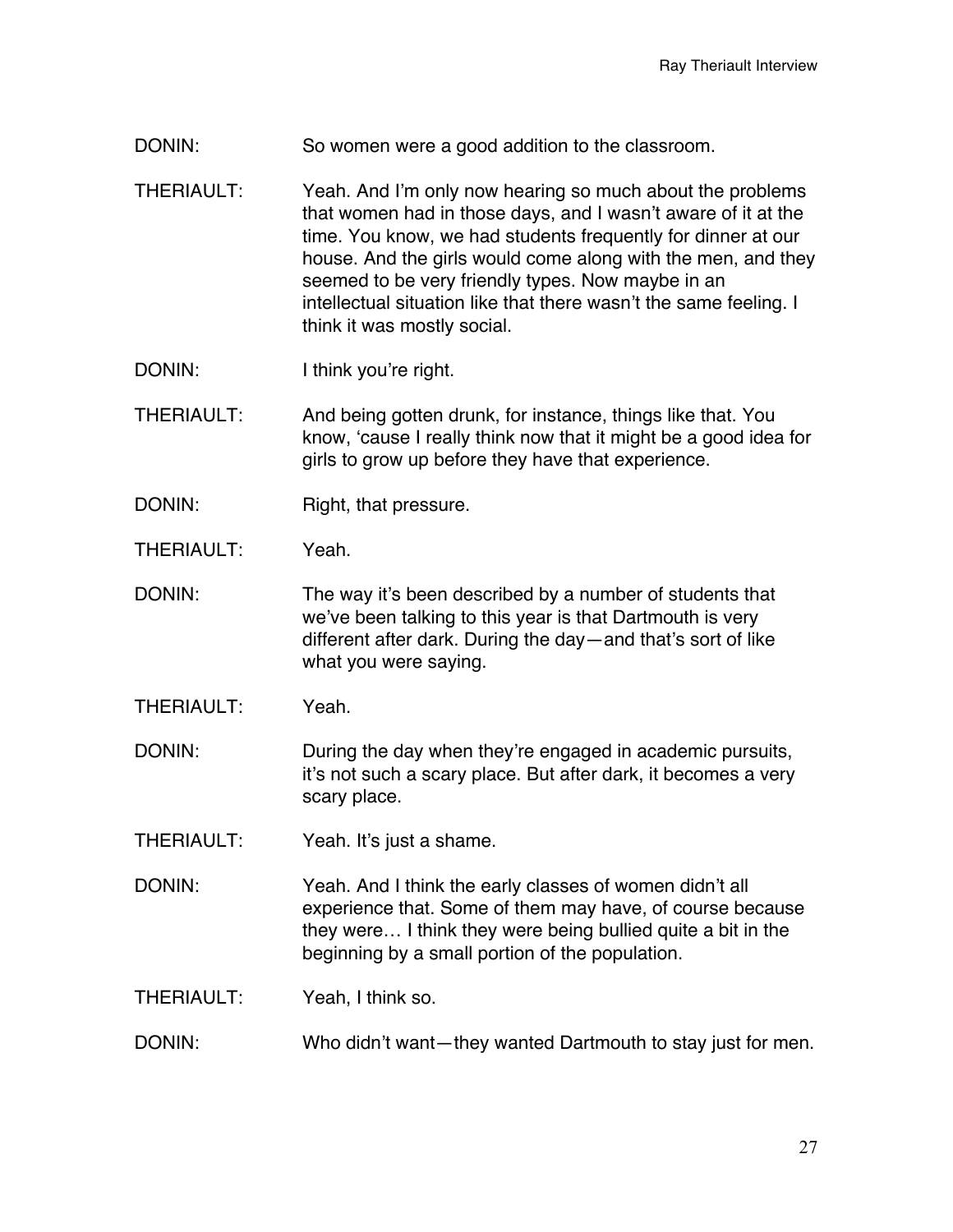DONIN: So women were a good addition to the classroom.

THERIAULT: Yeah. And I'm only now hearing so much about the problems that women had in those days, and I wasn't aware of it at the time. You know, we had students frequently for dinner at our house. And the girls would come along with the men, and they seemed to be very friendly types. Now maybe in an intellectual situation like that there wasn't the same feeling. I think it was mostly social.

DONIN: I think you're right.

THERIAULT: And being gotten drunk, for instance, things like that. You know, 'cause I really think now that it might be a good idea for girls to grow up before they have that experience.

DONIN: Right, that pressure.

THERIAULT: Yeah.

DONIN: The way it's been described by a number of students that we've been talking to this year is that Dartmouth is very different after dark. During the day—and that's sort of like what you were saying.

THERIAULT: Yeah.

DONIN: During the day when they're engaged in academic pursuits, it's not such a scary place. But after dark, it becomes a very scary place.

THERIAULT: Yeah. It's just a shame.

DONIN: Yeah. And I think the early classes of women didn't all experience that. Some of them may have, of course because they were… I think they were being bullied quite a bit in the beginning by a small portion of the population.

THERIAULT: Yeah, I think so.

DONIN: Who didn't want—they wanted Dartmouth to stay just for men.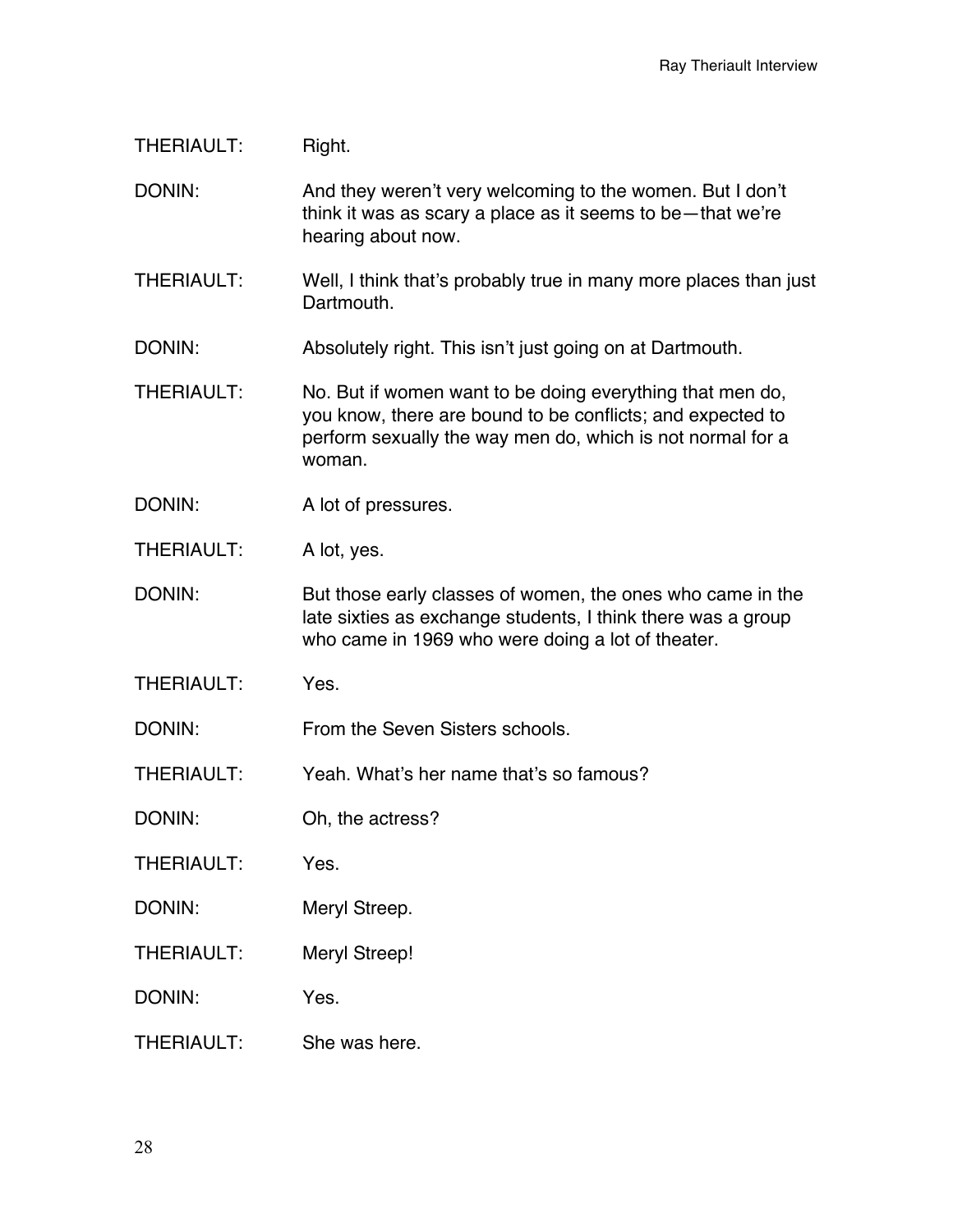THERIAULT: Right.

DONIN: And they weren't very welcoming to the women. But I don't think it was as scary a place as it seems to be—that we're hearing about now.

THERIAULT: Well, I think that's probably true in many more places than just Dartmouth.

DONIN: Absolutely right. This isn't just going on at Dartmouth.

THERIAULT: No. But if women want to be doing everything that men do, you know, there are bound to be conflicts; and expected to perform sexually the way men do, which is not normal for a woman.

DONIN: A lot of pressures.

THERIAULT: A lot, yes.

DONIN: But those early classes of women, the ones who came in the late sixties as exchange students, I think there was a group who came in 1969 who were doing a lot of theater.

THERIAULT: Yes.

DONIN: From the Seven Sisters schools.

THERIAULT: Yeah. What's her name that's so famous?

DONIN: Oh, the actress?

THERIAULT: Yes.

DONIN: Meryl Streep.

THERIAULT: Meryl Streep!

DONIN: Yes.

THERIAULT: She was here.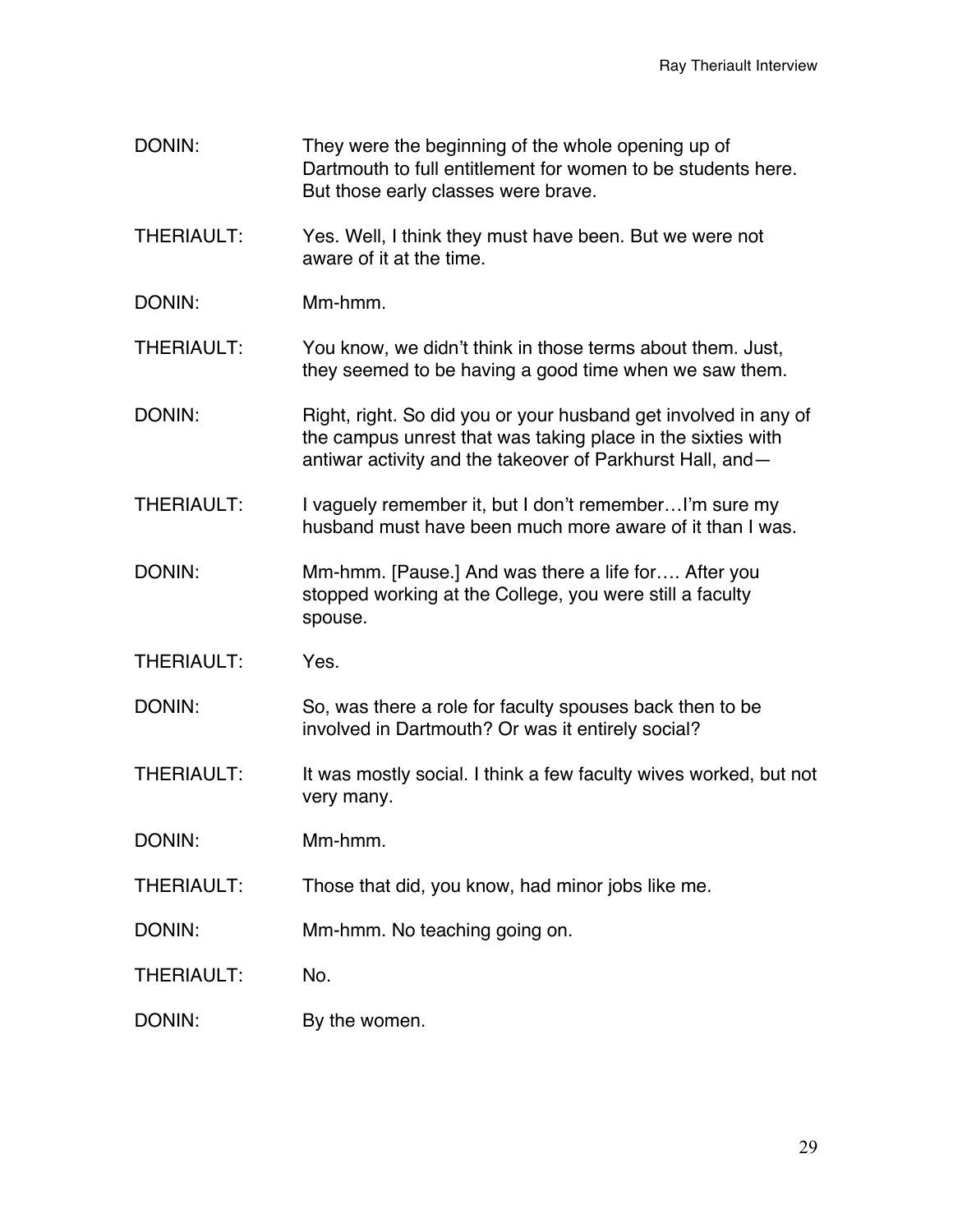DONIN: They were the beginning of the whole opening up of Dartmouth to full entitlement for women to be students here. But those early classes were brave.

THERIAULT: Yes. Well, I think they must have been. But we were not aware of it at the time.

DONIN: Mm-hmm.

THERIAULT: You know, we didn't think in those terms about them. Just, they seemed to be having a good time when we saw them.

DONIN: Right, right. So did you or your husband get involved in any of the campus unrest that was taking place in the sixties with antiwar activity and the takeover of Parkhurst Hall, and—

THERIAULT: I vaguely remember it, but I don't remember…I'm sure my husband must have been much more aware of it than I was.

DONIN: Mm-hmm. [Pause.] And was there a life for…. After you stopped working at the College, you were still a faculty spouse.

THERIAULT: Yes.

DONIN: So, was there a role for faculty spouses back then to be involved in Dartmouth? Or was it entirely social?

THERIAULT: It was mostly social. I think a few faculty wives worked, but not very many.

DONIN: Mm-hmm.

THERIAULT: Those that did, you know, had minor jobs like me.

DONIN: Mm-hmm. No teaching going on.

THERIAULT: No.

DONIN: By the women.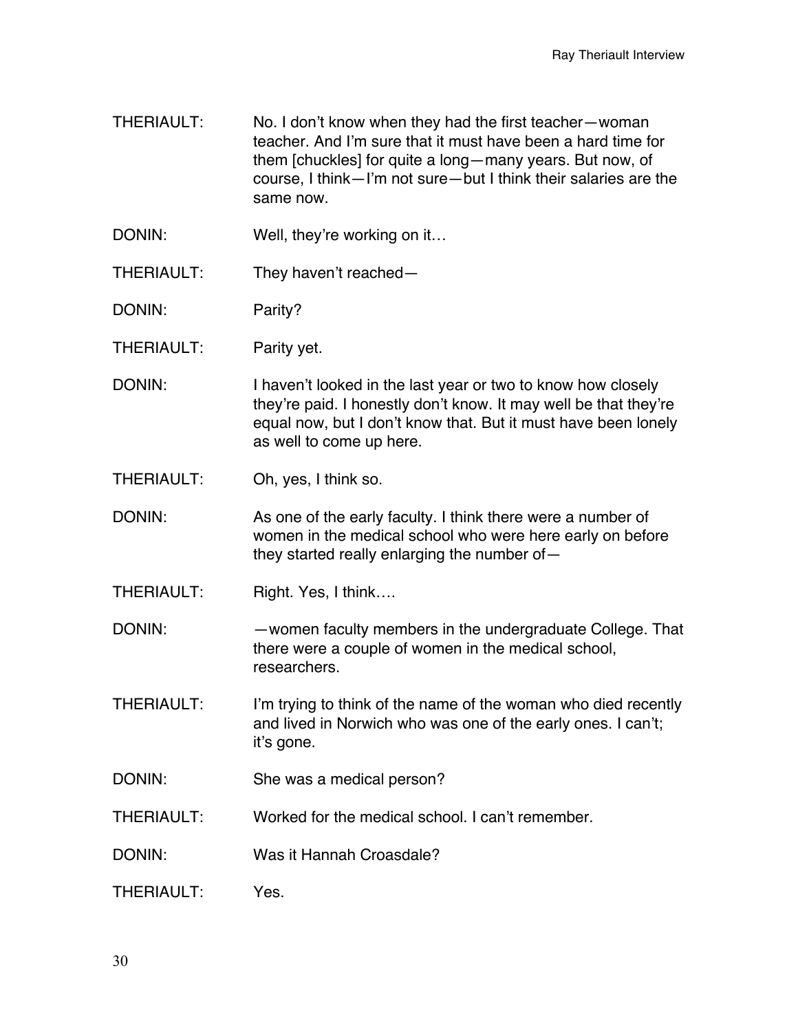THERIAULT: No. I don't know when they had the first teacher—woman teacher. And I'm sure that it must have been a hard time for them [chuckles] for quite a long—many years. But now, of course, I think—I'm not sure—but I think their salaries are the same now.

DONIN: Well, they're working on it…

THERIAULT: They haven't reached—

DONIN: Parity?

THERIAULT: Parity yet.

DONIN: I haven't looked in the last year or two to know how closely they're paid. I honestly don't know. It may well be that they're equal now, but I don't know that. But it must have been lonely as well to come up here.

THERIAULT: Oh, yes, I think so.

DONIN: As one of the early faculty. I think there were a number of women in the medical school who were here early on before they started really enlarging the number of—

THERIAULT: Right. Yes, I think….

DONIN: —women faculty members in the undergraduate College. That there were a couple of women in the medical school, researchers.

THERIAULT: I'm trying to think of the name of the woman who died recently and lived in Norwich who was one of the early ones. I can't; it's gone.

DONIN: She was a medical person?

THERIAULT: Worked for the medical school. I can't remember.

DONIN: Was it Hannah Croasdale?

THERIAULT: Yes.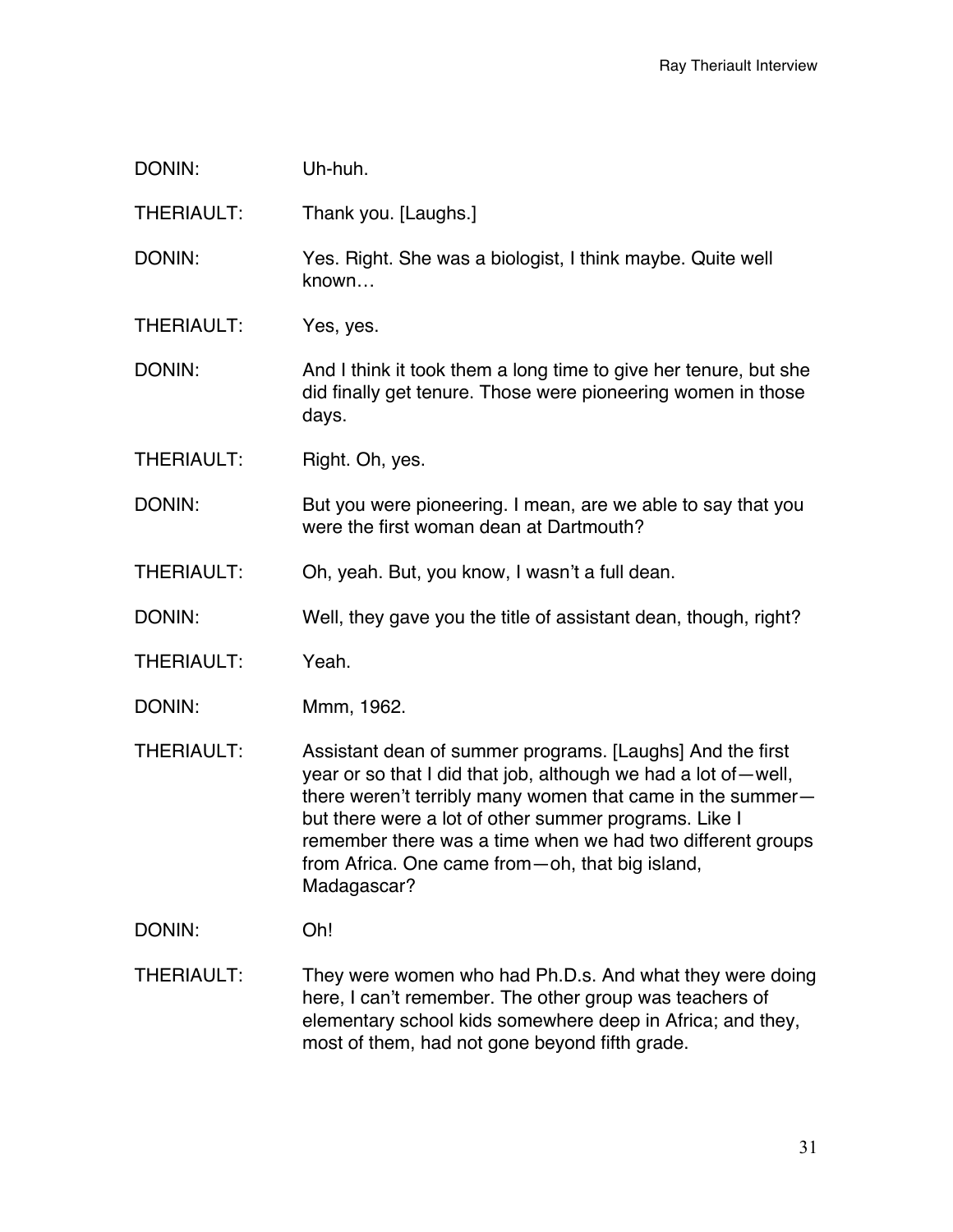DONIN: Uh-huh.

THERIAULT: Thank you. [Laughs.]

DONIN: Yes. Right. She was a biologist, I think maybe. Quite well known…

THERIAULT: Yes, yes.

DONIN: And I think it took them a long time to give her tenure, but she did finally get tenure. Those were pioneering women in those days.

THERIAULT: Right. Oh, yes.

DONIN: But you were pioneering. I mean, are we able to say that you were the first woman dean at Dartmouth?

THERIAULT: Oh, yeah. But, you know, I wasn't a full dean.

DONIN: Well, they gave you the title of assistant dean, though, right?

THERIAULT: Yeah.

DONIN: Mmm, 1962.

THERIAULT: Assistant dean of summer programs. [Laughs] And the first year or so that I did that job, although we had a lot of—well, there weren't terribly many women that came in the summer—but there were a lot of other summer programs. Like I remember there was a time when we had two different groups from Africa. One came from—oh, that big island, Madagascar?

DONIN: Oh!

THERIAULT: They were women who had Ph.D.s. And what they were doing here, I can't remember. The other group was teachers of elementary school kids somewhere deep in Africa; and they, most of them, had not gone beyond fifth grade.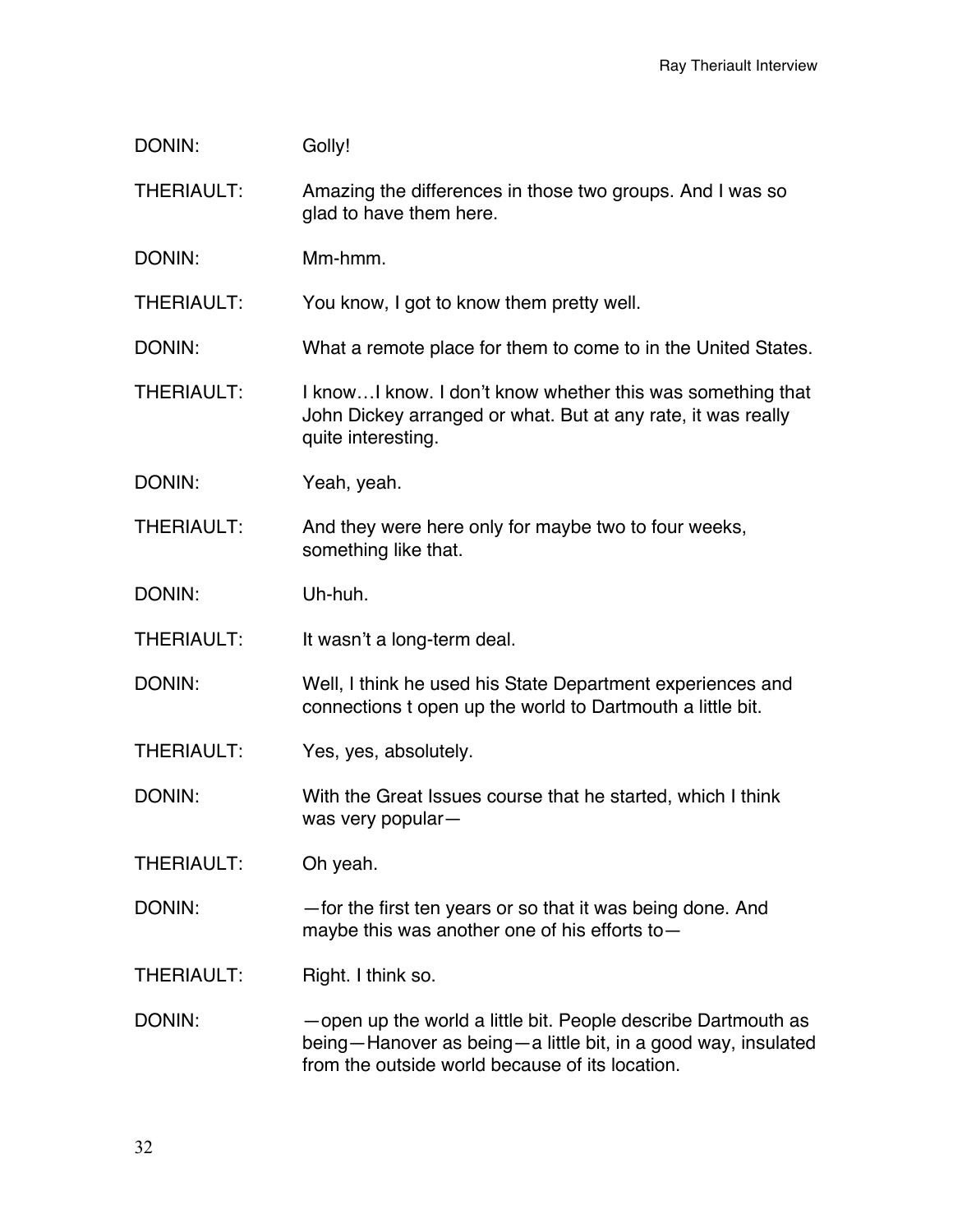DONIN: Golly!

THERIAULT: Amazing the differences in those two groups. And I was so glad to have them here.

DONIN: Mm-hmm.

THERIAULT: You know, I got to know them pretty well.

DONIN: What a remote place for them to come to in the United States.

THERIAULT: I know…I know. I don't know whether this was something that John Dickey arranged or what. But at any rate, it was really quite interesting.

DONIN: Yeah, yeah.

THERIAULT: And they were here only for maybe two to four weeks, something like that.

DONIN: Uh-huh.

THERIAULT: It wasn't a long-term deal.

DONIN: Well, I think he used his State Department experiences and connections t open up the world to Dartmouth a little bit.

THERIAULT: Yes, yes, absolutely.

DONIN: With the Great Issues course that he started, which I think was very popular—

THERIAULT: Oh yeah.

DONIN: —for the first ten years or so that it was being done. And maybe this was another one of his efforts to—

THERIAULT: Right. I think so.

DONIN: —open up the world a little bit. People describe Dartmouth as being—Hanover as being—a little bit, in a good way, insulated from the outside world because of its location.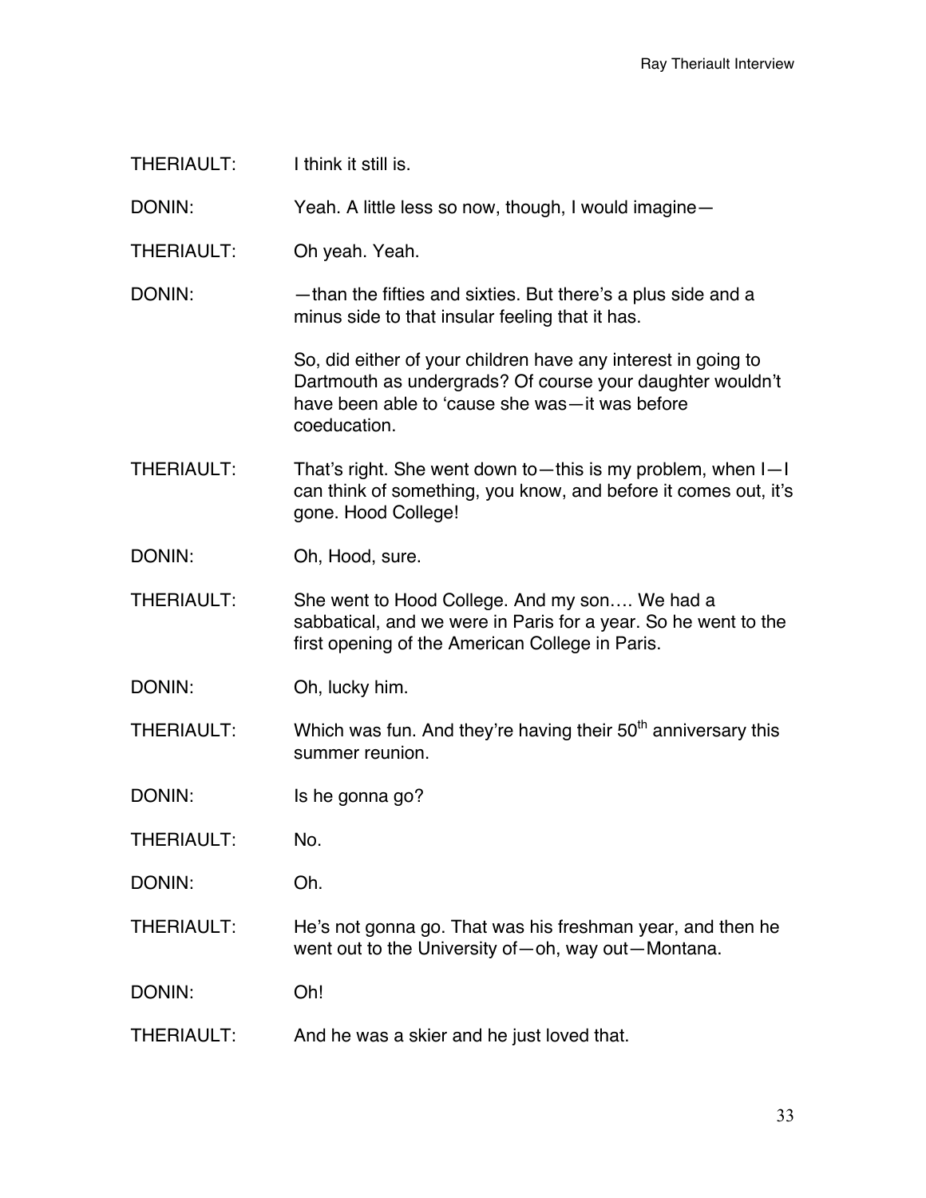THERIAULT: I think it still is.

DONIN: Yeah. A little less so now, though, I would imagine—

THERIAULT: Oh yeah. Yeah.

DONIN: —than the fifties and sixties. But there's a plus side and a minus side to that insular feeling that it has.

So, did either of your children have any interest in going to Dartmouth as undergrads? Of course your daughter wouldn't have been able to 'cause she was—it was before coeducation.

THERIAULT: That's right. She went down to—this is my problem, when I—I can think of something, you know, and before it comes out, it's gone. Hood College!

DONIN: Oh, Hood, sure.

THERIAULT: She went to Hood College. And my son…. We had a sabbatical, and we were in Paris for a year. So he went to the first opening of the American College in Paris.

DONIN: Oh, lucky him.

THERIAULT: Which was fun. And they're having their 50th anniversary this summer reunion.

DONIN: Is he gonna go?

THERIAULT: No.

DONIN: Oh.

THERIAULT: He's not gonna go. That was his freshman year, and then he went out to the University of—oh, way out—Montana.

DONIN: Oh!

THERIAULT: And he was a skier and he just loved that.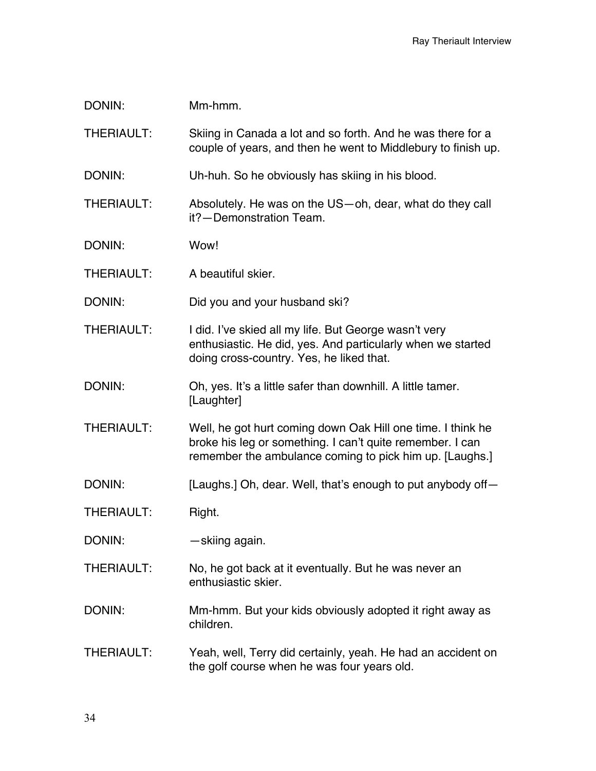DONIN: Mm-hmm.

THERIAULT: Skiing in Canada a lot and so forth. And he was there for a couple of years, and then he went to Middlebury to finish up.

DONIN: Uh-huh. So he obviously has skiing in his blood.

THERIAULT: Absolutely. He was on the US—oh, dear, what do they call it?—Demonstration Team.

DONIN: Wow!

THERIAULT: A beautiful skier.

DONIN: Did you and your husband ski?

THERIAULT: I did. I've skied all my life. But George wasn't very enthusiastic. He did, yes. And particularly when we started doing cross-country. Yes, he liked that.

DONIN: Oh, yes. It's a little safer than downhill. A little tamer. [Laughter]

THERIAULT: Well, he got hurt coming down Oak Hill one time. I think he broke his leg or something. I can't quite remember. I can remember the ambulance coming to pick him up. [Laughs.]

DONIN: [Laughs.] Oh, dear. Well, that's enough to put anybody off—

THERIAULT: Right.

DONIN: —skiing again.

THERIAULT: No, he got back at it eventually. But he was never an enthusiastic skier.

DONIN: Mm-hmm. But your kids obviously adopted it right away as children.

THERIAULT: Yeah, well, Terry did certainly, yeah. He had an accident on the golf course when he was four years old.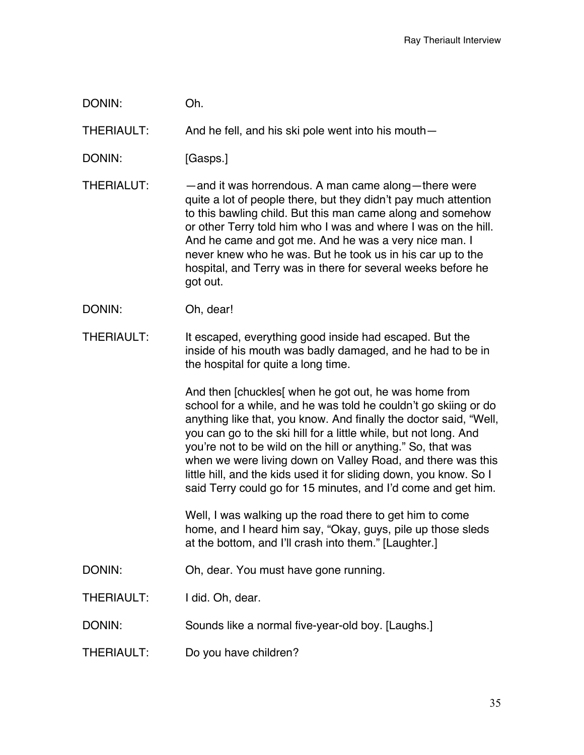DONIN: Oh.

THERIAULT: And he fell, and his ski pole went into his mouth—

DONIN: [Gasps.]

THERIALUT: —and it was horrendous. A man came along—there were quite a lot of people there, but they didn't pay much attention to this bawling child. But this man came along and somehow or other Terry told him who I was and where I was on the hill. And he came and got me. And he was a very nice man. I never knew who he was. But he took us in his car up to the hospital, and Terry was in there for several weeks before he got out.

DONIN: Oh, dear!

THERIAULT: It escaped, everything good inside had escaped. But the inside of his mouth was badly damaged, and he had to be in the hospital for quite a long time.

And then [chuckles[ when he got out, he was home from school for a while, and he was told he couldn't go skiing or do anything like that, you know. And finally the doctor said, "Well, you can go to the ski hill for a little while, but not long. And you're not to be wild on the hill or anything." So, that was when we were living down on Valley Road, and there was this little hill, and the kids used it for sliding down, you know. So I said Terry could go for 15 minutes, and I'd come and get him.

Well, I was walking up the road there to get him to come home, and I heard him say, "Okay, guys, pile up those sleds at the bottom, and I'll crash into them." [Laughter.]

DONIN: Oh, dear. You must have gone running.

THERIAULT: I did. Oh, dear.

DONIN: Sounds like a normal five-year-old boy. [Laughs.]

THERIAULT: Do you have children?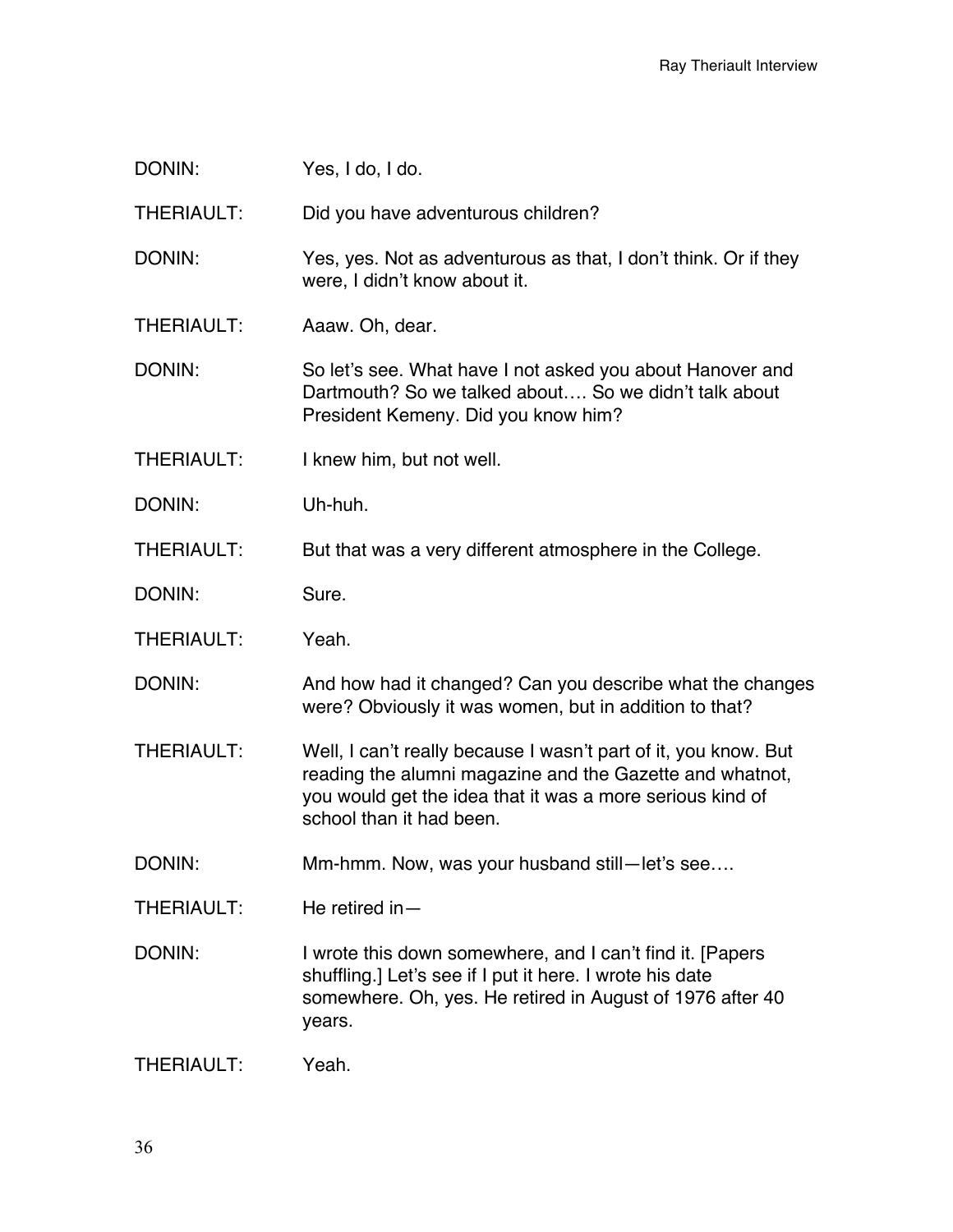DONIN: Yes, I do, I do.

THERIAULT: Did you have adventurous children?

DONIN: Yes, yes. Not as adventurous as that, I don't think. Or if they were, I didn't know about it.

THERIAULT: Aaaw. Oh, dear.

DONIN: So let's see. What have I not asked you about Hanover and Dartmouth? So we talked about…. So we didn't talk about President Kemeny. Did you know him?

THERIAULT: I knew him, but not well.

DONIN: Uh-huh.

THERIAULT: But that was a very different atmosphere in the College.

DONIN: Sure.

THERIAULT: Yeah.

DONIN: And how had it changed? Can you describe what the changes were? Obviously it was women, but in addition to that?

THERIAULT: Well, I can't really because I wasn't part of it, you know. But reading the alumni magazine and the Gazette and whatnot, you would get the idea that it was a more serious kind of school than it had been.

DONIN: Mm-hmm. Now, was your husband still—let's see….

THERIAULT: He retired in—

DONIN: I wrote this down somewhere, and I can't find it. [Papers shuffling.] Let's see if I put it here. I wrote his date somewhere. Oh, yes. He retired in August of 1976 after 40 years.

THERIAULT: Yeah.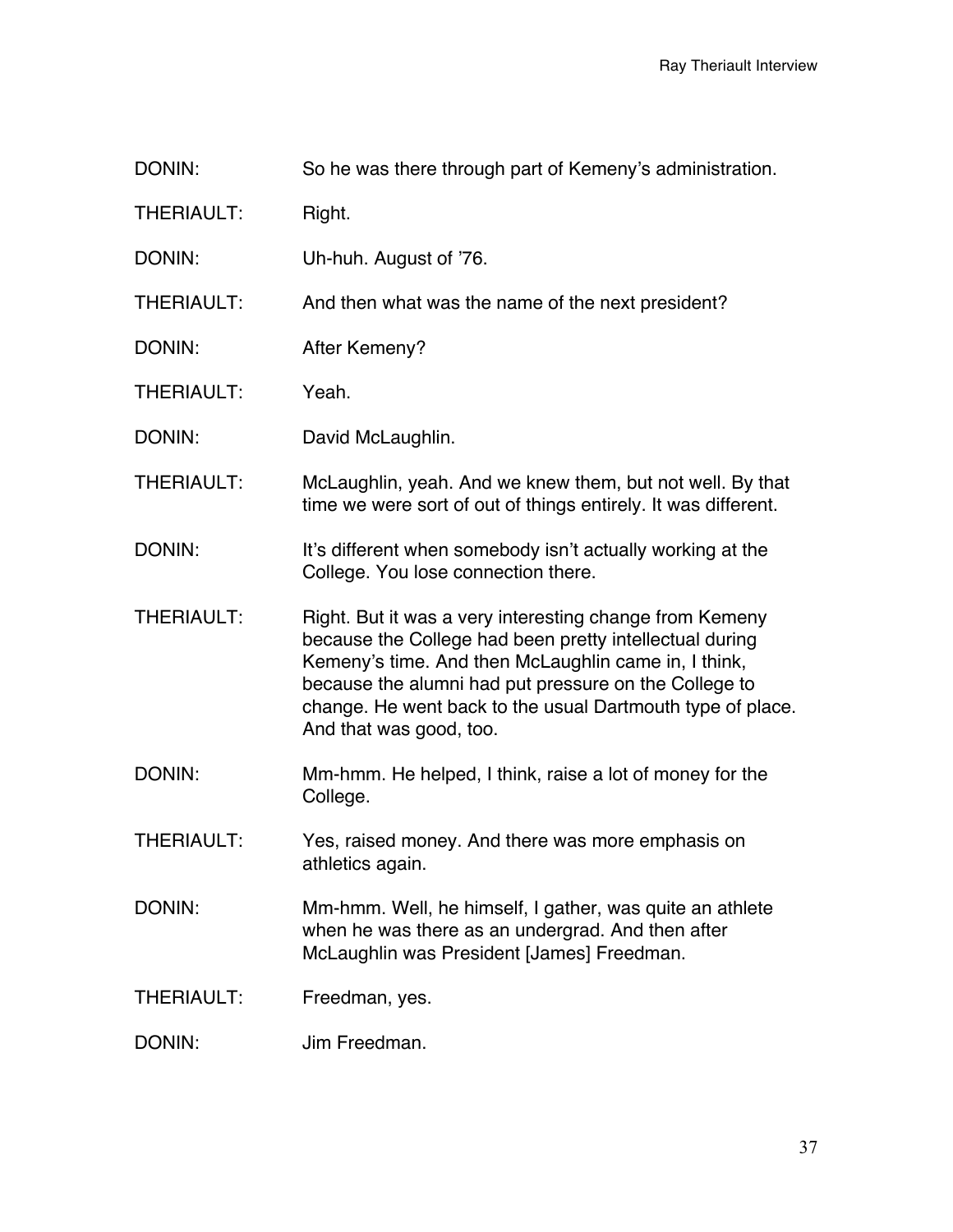DONIN: So he was there through part of Kemeny's administration.

THERIAULT: Right.

DONIN: Uh-huh. August of '76.

THERIAULT: And then what was the name of the next president?

DONIN: After Kemeny?

THERIAULT: Yeah.

DONIN: David McLaughlin.

THERIAULT: McLaughlin, yeah. And we knew them, but not well. By that time we were sort of out of things entirely. It was different.

DONIN: It's different when somebody isn't actually working at the College. You lose connection there.

THERIAULT: Right. But it was a very interesting change from Kemeny because the College had been pretty intellectual during Kemeny's time. And then McLaughlin came in, I think, because the alumni had put pressure on the College to change. He went back to the usual Dartmouth type of place. And that was good, too.

DONIN: Mm-hmm. He helped, I think, raise a lot of money for the College.

THERIAULT: Yes, raised money. And there was more emphasis on athletics again.

DONIN: Mm-hmm. Well, he himself, I gather, was quite an athlete when he was there as an undergrad. And then after McLaughlin was President [James] Freedman.

THERIAULT: Freedman, yes.

DONIN: Jim Freedman.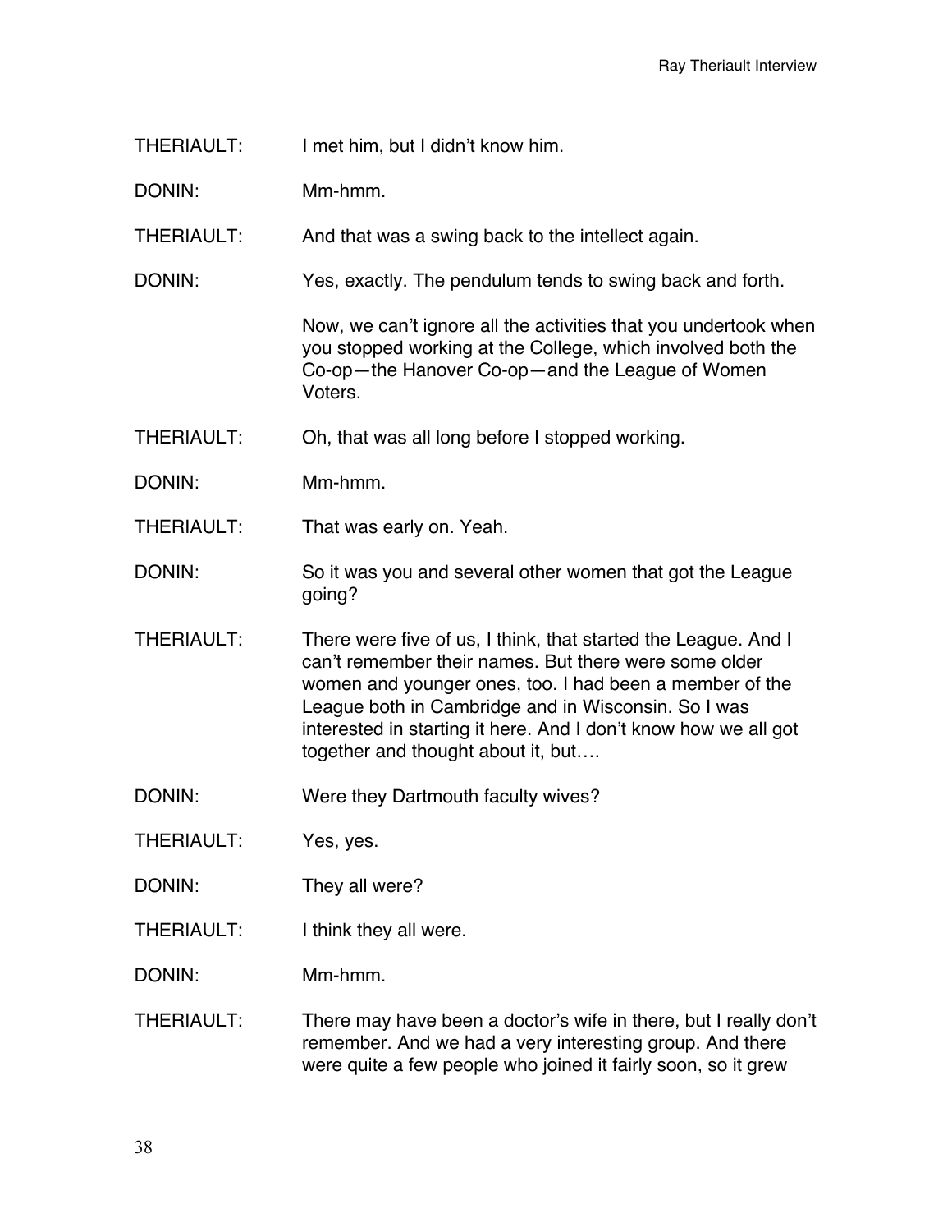THERIAULT: I met him, but I didn't know him.

DONIN: Mm-hmm.

THERIAULT: And that was a swing back to the intellect again.

DONIN: Yes, exactly. The pendulum tends to swing back and forth.

Now, we can't ignore all the activities that you undertook when you stopped working at the College, which involved both the Co-op—the Hanover Co-op—and the League of Women Voters.

THERIAULT: Oh, that was all long before I stopped working.

DONIN: Mm-hmm.

THERIAULT: That was early on. Yeah.

DONIN: So it was you and several other women that got the League going?

THERIAULT: There were five of us, I think, that started the League. And I can't remember their names. But there were some older women and younger ones, too. I had been a member of the League both in Cambridge and in Wisconsin. So I was interested in starting it here. And I don't know how we all got together and thought about it, but….

DONIN: Were they Dartmouth faculty wives?

THERIAULT: Yes, yes.

DONIN: They all were?

THERIAULT: I think they all were.

DONIN: Mm-hmm.

THERIAULT: There may have been a doctor's wife in there, but I really don't remember. And we had a very interesting group. And there were quite a few people who joined it fairly soon, so it grew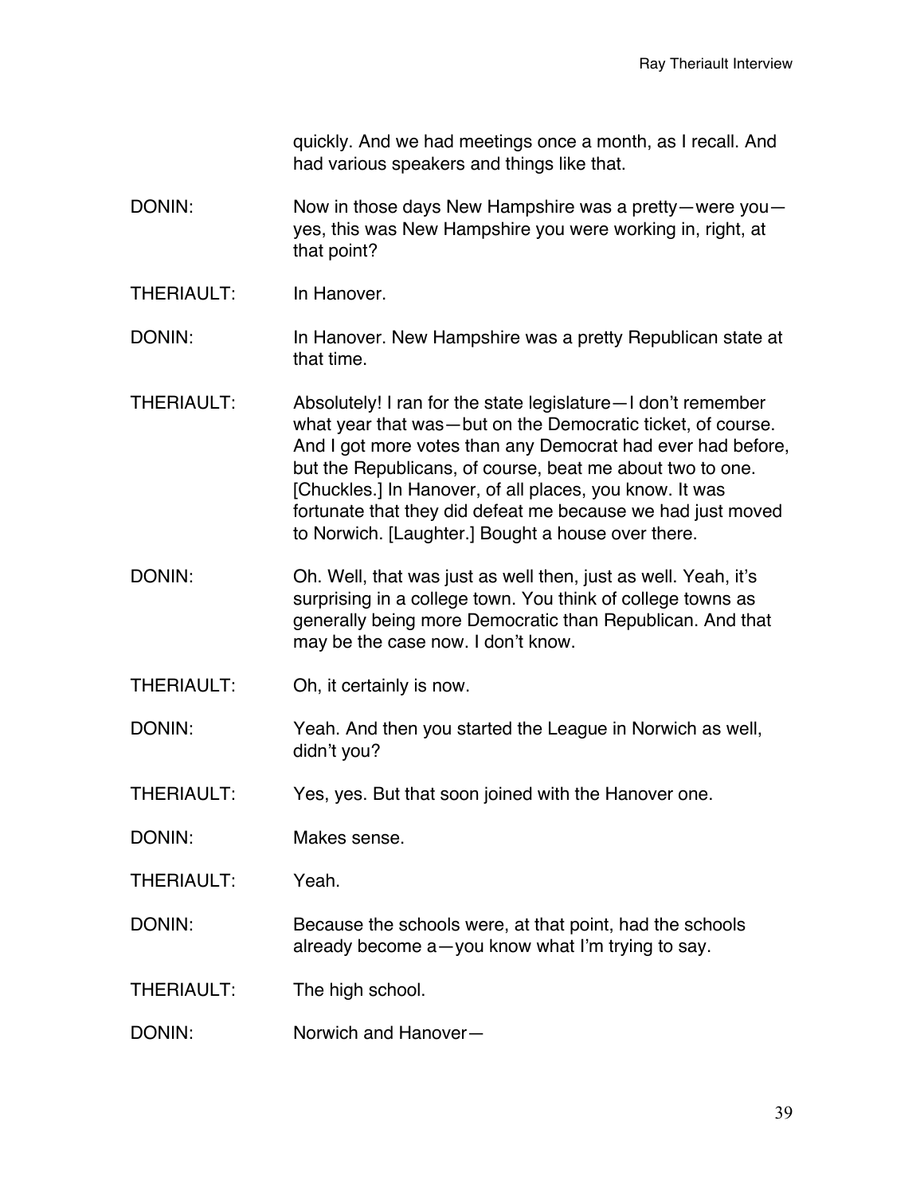quickly. And we had meetings once a month, as I recall. And had various speakers and things like that.

DONIN: Now in those days New Hampshire was a pretty—were you—yes, this was New Hampshire you were working in, right, at that point?

THERIAULT: In Hanover.

DONIN: In Hanover. New Hampshire was a pretty Republican state at that time.

THERIAULT: Absolutely! I ran for the state legislature—I don't remember what year that was—but on the Democratic ticket, of course. And I got more votes than any Democrat had ever had before, but the Republicans, of course, beat me about two to one. [Chuckles.] In Hanover, of all places, you know. It was fortunate that they did defeat me because we had just moved to Norwich. [Laughter.] Bought a house over there.

DONIN: Oh. Well, that was just as well then, just as well. Yeah, it's surprising in a college town. You think of college towns as generally being more Democratic than Republican. And that may be the case now. I don't know.

THERIAULT: Oh, it certainly is now.

DONIN: Yeah. And then you started the League in Norwich as well, didn't you?

THERIAULT: Yes, yes. But that soon joined with the Hanover one.

DONIN: Makes sense.

THERIAULT: Yeah.

DONIN: Because the schools were, at that point, had the schools already become a—you know what I'm trying to say.

THERIAULT: The high school.

DONIN: Norwich and Hanover—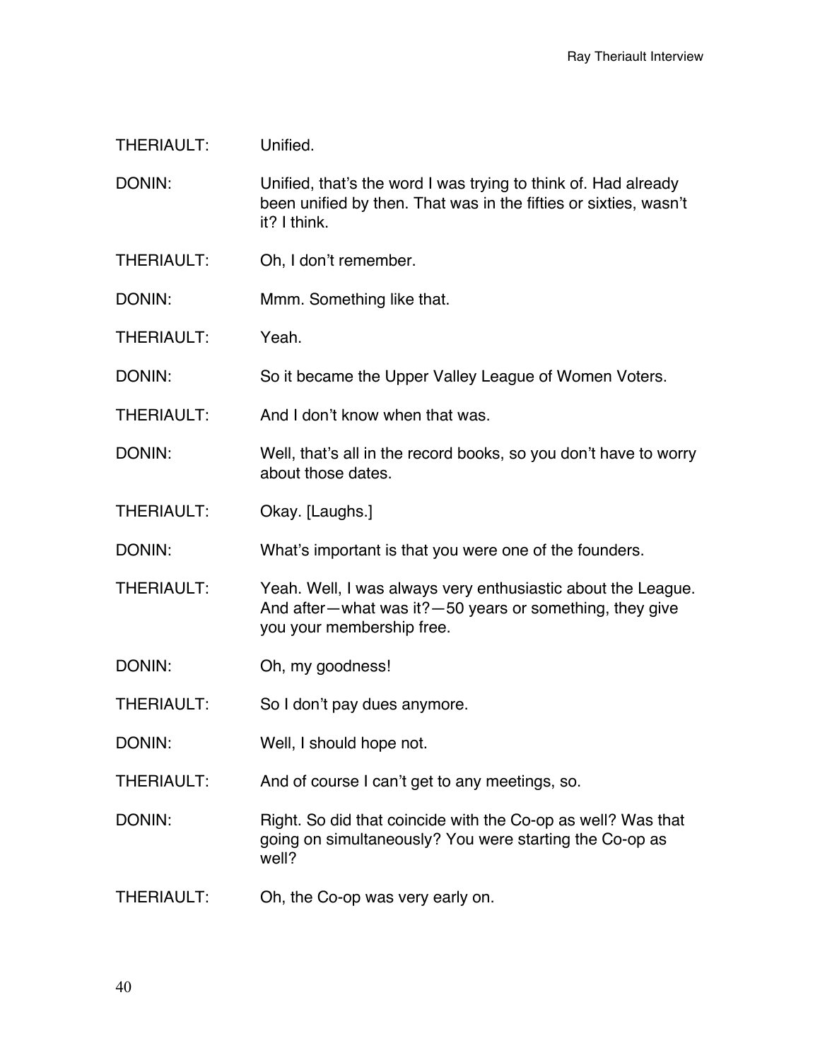THERIAULT: Unified.

DONIN: Unified, that's the word I was trying to think of. Had already been unified by then. That was in the fifties or sixties, wasn't it? I think.

THERIAULT: Oh, I don't remember.

DONIN: Mmm. Something like that.

THERIAULT: Yeah.

DONIN: So it became the Upper Valley League of Women Voters.

THERIAULT: And I don't know when that was.

DONIN: Well, that's all in the record books, so you don't have to worry about those dates.

THERIAULT: Okay. [Laughs.]

DONIN: What's important is that you were one of the founders.

THERIAULT: Yeah. Well, I was always very enthusiastic about the League. And after—what was it?—50 years or something, they give you your membership free.

DONIN: Oh, my goodness!

THERIAULT: So I don't pay dues anymore.

DONIN: Well, I should hope not.

THERIAULT: And of course I can't get to any meetings, so.

DONIN: Right. So did that coincide with the Co-op as well? Was that going on simultaneously? You were starting the Co-op as well?

THERIAULT: Oh, the Co-op was very early on.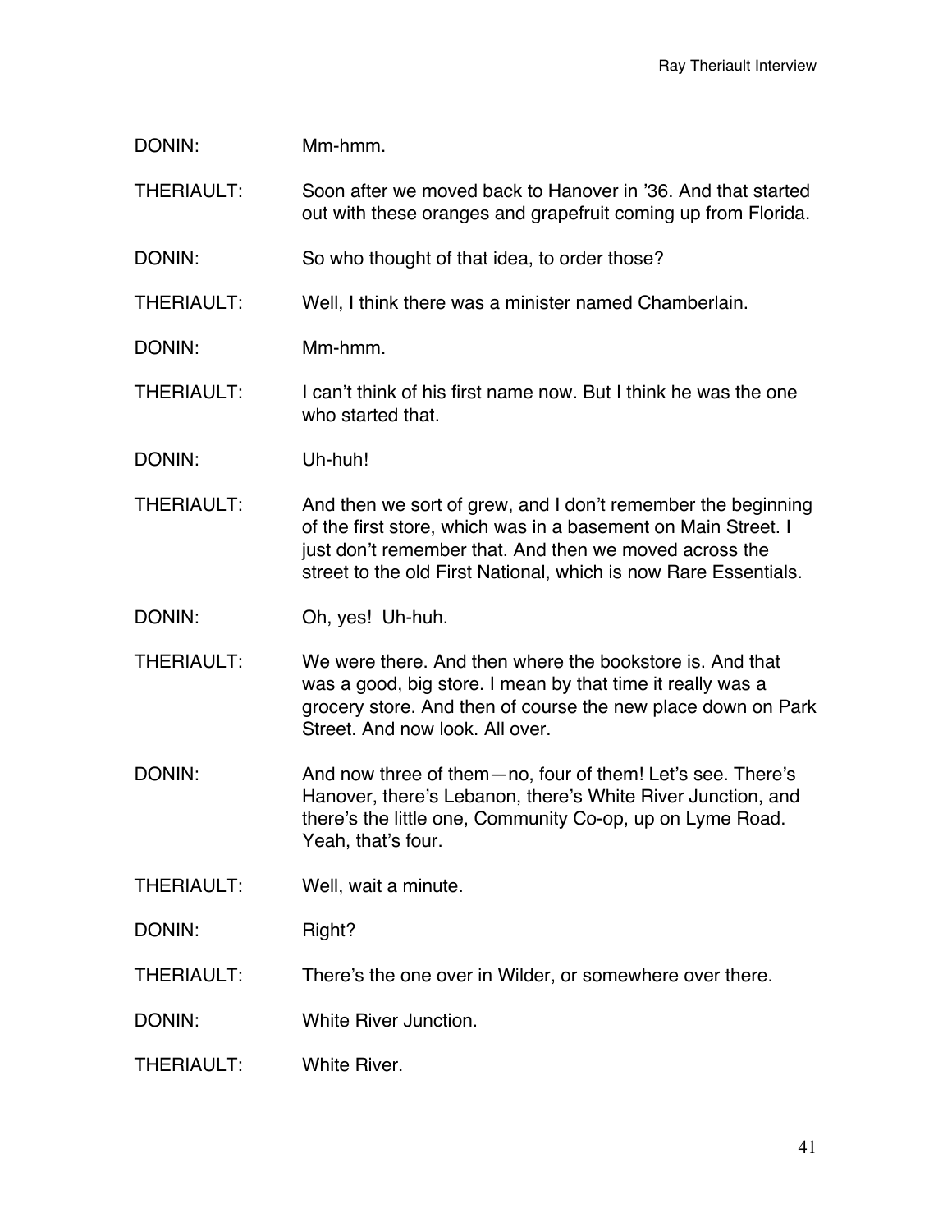DONIN: Mm-hmm.

THERIAULT: Soon after we moved back to Hanover in '36. And that started out with these oranges and grapefruit coming up from Florida.

DONIN: So who thought of that idea, to order those?

THERIAULT: Well, I think there was a minister named Chamberlain.

DONIN: Mm-hmm.

THERIAULT: I can't think of his first name now. But I think he was the one who started that.

DONIN: Uh-huh!

THERIAULT: And then we sort of grew, and I don't remember the beginning of the first store, which was in a basement on Main Street. I just don't remember that. And then we moved across the street to the old First National, which is now Rare Essentials.

DONIN: Oh, yes! Uh-huh.

THERIAULT: We were there. And then where the bookstore is. And that was a good, big store. I mean by that time it really was a grocery store. And then of course the new place down on Park Street. And now look. All over.

DONIN: And now three of them—no, four of them! Let's see. There's Hanover, there's Lebanon, there's White River Junction, and there's the little one, Community Co-op, up on Lyme Road. Yeah, that's four.

THERIAULT: Well, wait a minute.

DONIN: Right?

THERIAULT: There's the one over in Wilder, or somewhere over there.

DONIN: White River Junction.

THERIAULT: White River.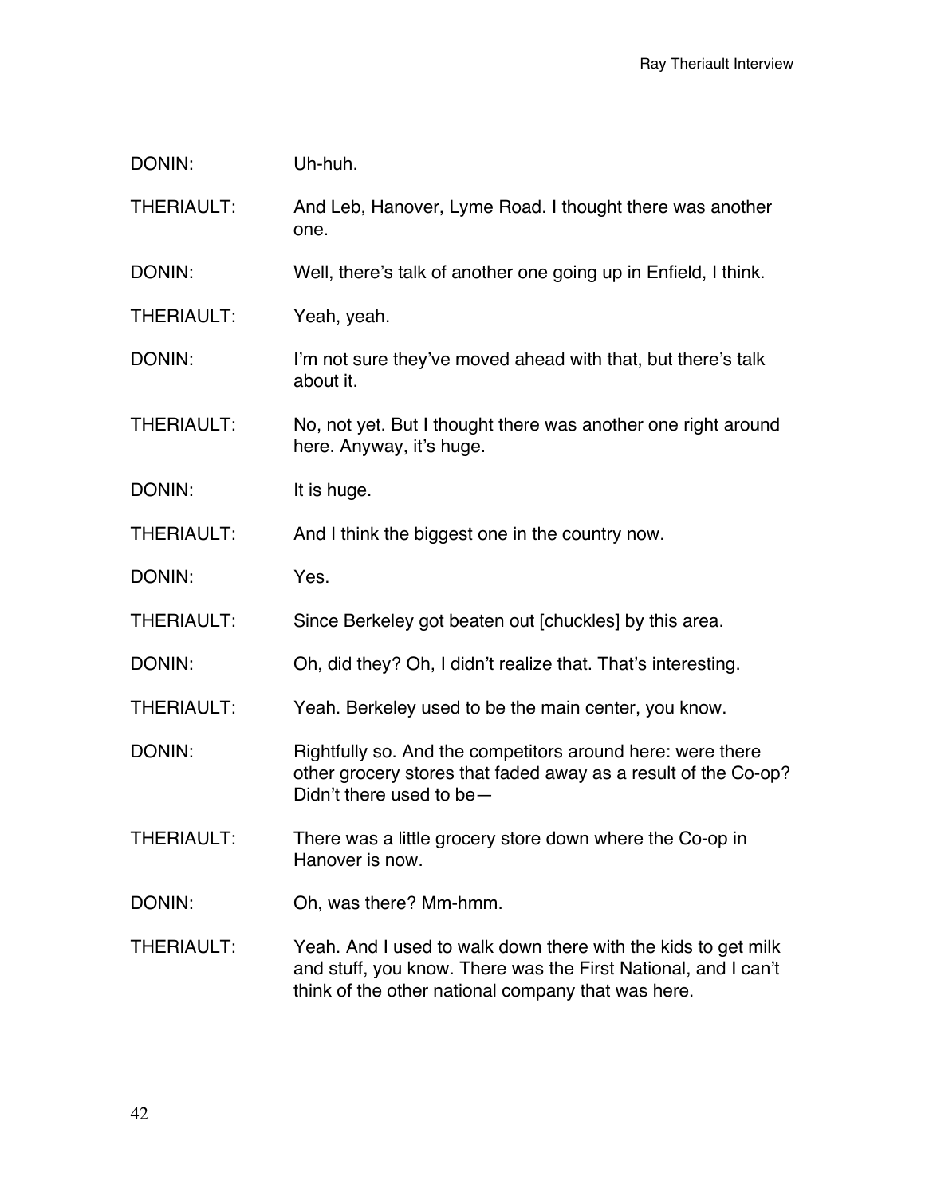DONIN: Uh-huh.

THERIAULT: And Leb, Hanover, Lyme Road. I thought there was another one.

DONIN: Well, there's talk of another one going up in Enfield, I think.

THERIAULT: Yeah, yeah.

DONIN: I'm not sure they've moved ahead with that, but there's talk about it.

THERIAULT: No, not yet. But I thought there was another one right around here. Anyway, it's huge.

DONIN: It is huge.

THERIAULT: And I think the biggest one in the country now.

DONIN: Yes.

THERIAULT: Since Berkeley got beaten out [chuckles] by this area.

DONIN: Oh, did they? Oh, I didn't realize that. That's interesting.

THERIAULT: Yeah. Berkeley used to be the main center, you know.

DONIN: Rightfully so. And the competitors around here: were there other grocery stores that faded away as a result of the Co-op? Didn't there used to be—

THERIAULT: There was a little grocery store down where the Co-op in Hanover is now.

DONIN: Oh, was there? Mm-hmm.

THERIAULT: Yeah. And I used to walk down there with the kids to get milk and stuff, you know. There was the First National, and I can't think of the other national company that was here.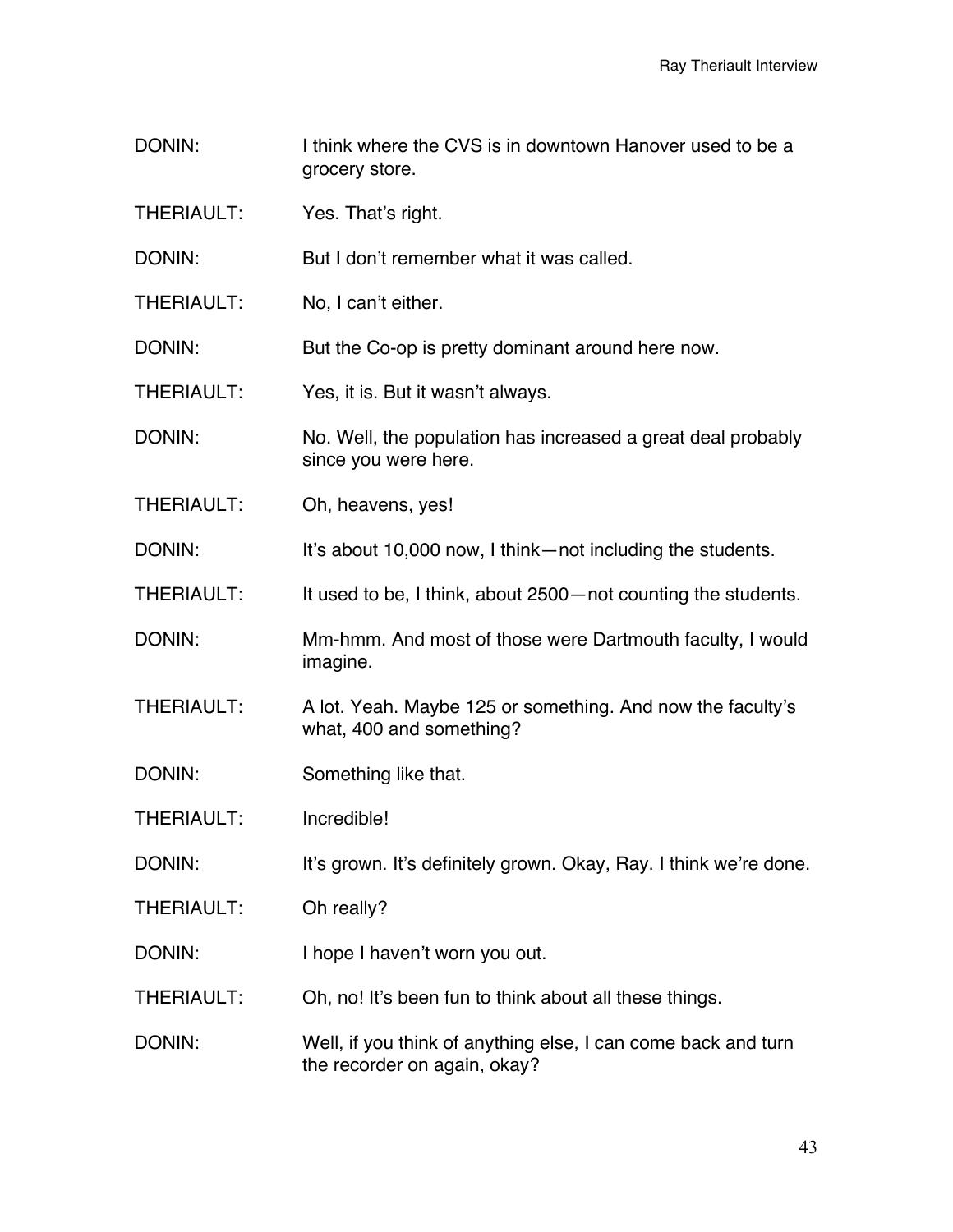DONIN: I think where the CVS is in downtown Hanover used to be a grocery store.

THERIAULT: Yes. That's right.

DONIN: But I don't remember what it was called.

THERIAULT: No, I can't either.

DONIN: But the Co-op is pretty dominant around here now.

THERIAULT: Yes, it is. But it wasn't always.

DONIN: No. Well, the population has increased a great deal probably since you were here.

THERIAULT: Oh, heavens, yes!

DONIN: It's about 10,000 now, I think—not including the students.

THERIAULT: It used to be, I think, about 2500—not counting the students.

DONIN: Mm-hmm. And most of those were Dartmouth faculty, I would imagine.

THERIAULT: A lot. Yeah. Maybe 125 or something. And now the faculty's what, 400 and something?

DONIN: Something like that.

THERIAULT: Incredible!

DONIN: It's grown. It's definitely grown. Okay, Ray. I think we're done.

THERIAULT: Oh really?

DONIN: I hope I haven't worn you out.

THERIAULT: Oh, no! It's been fun to think about all these things.

DONIN: Well, if you think of anything else, I can come back and turn the recorder on again, okay?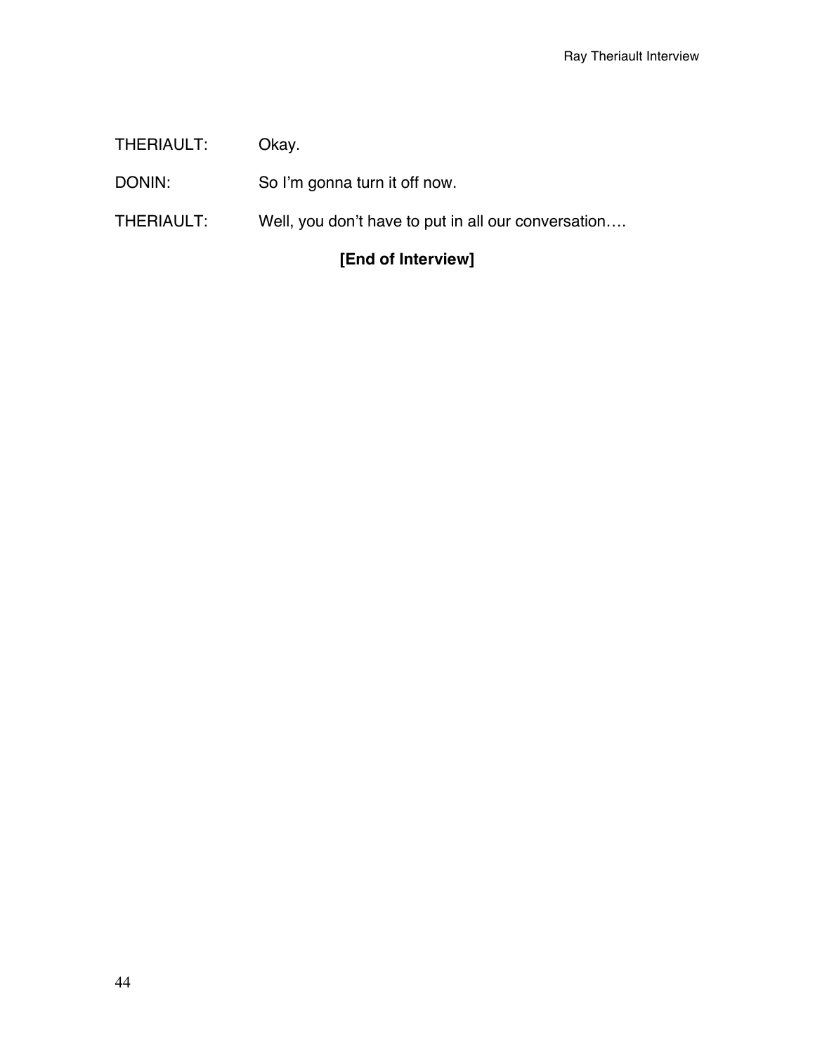THERIAULT: Okay.

DONIN: So I'm gonna turn it off now.

THERIAULT: Well, you don't have to put in all our conversation….

**[End of Interview]**